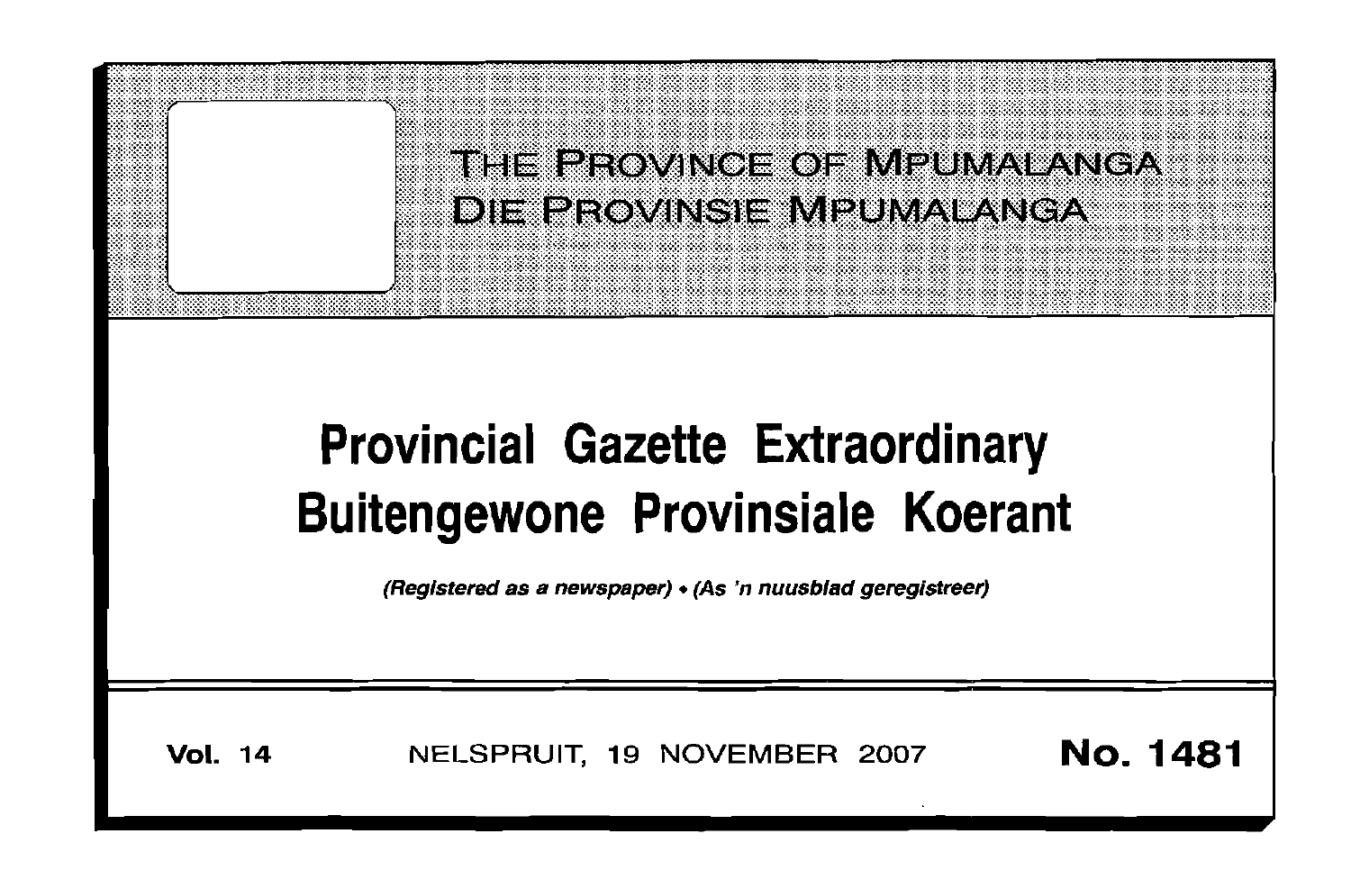THE PROVINCE OF MPUMALANGA
DIE PROVINSIE MPUMALANGA

# Provincial Gazette Extraordinary
# Buitengewone Provinsiale Koerant

*(Registered as a newspaper) • (As 'n nuusblad geregistreer)*

**Vol. 14** NELSPRUIT, 19 NOVEMBER 2007 **No. 1481**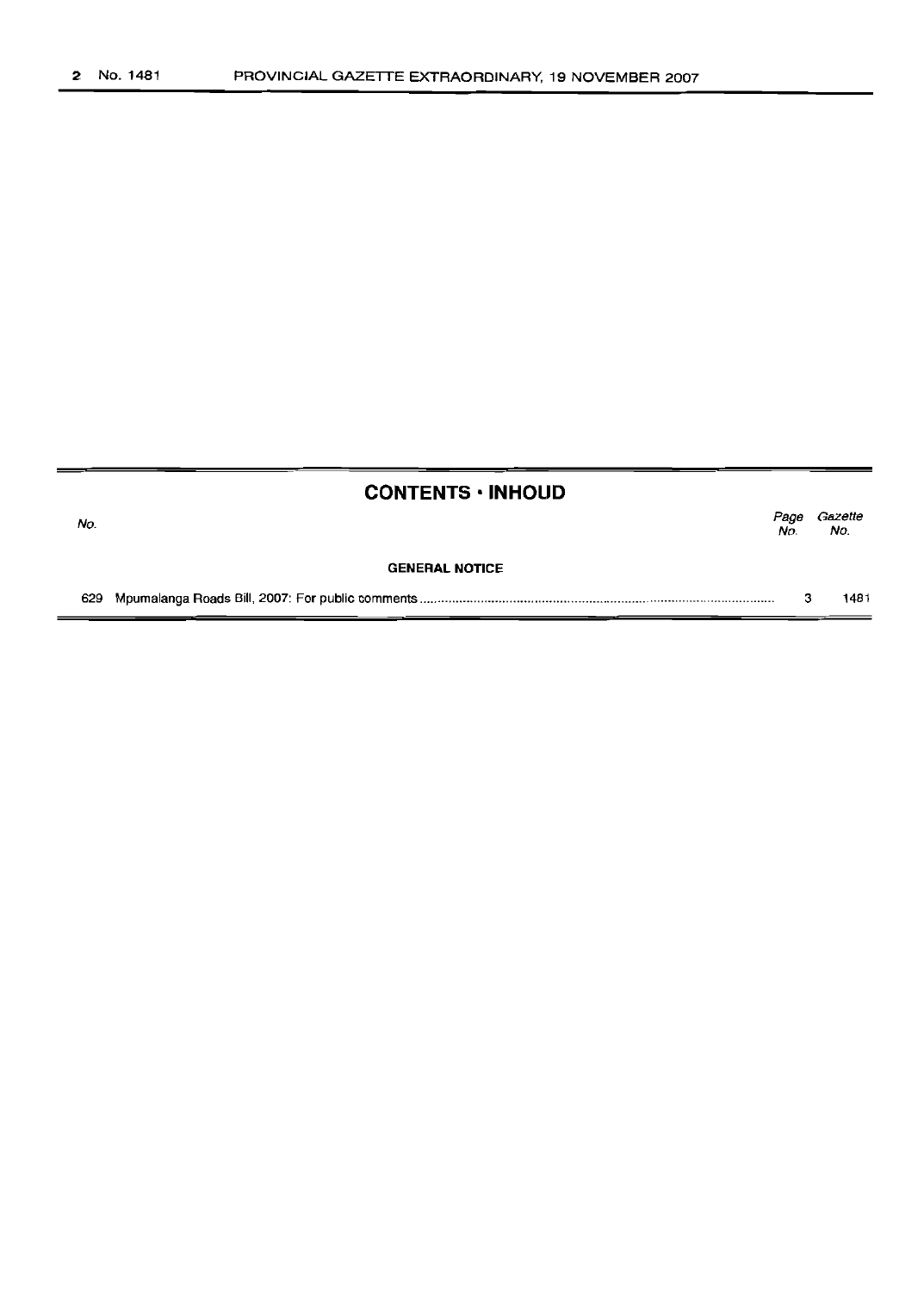## CONTENTS · INHOUD

| No. | | Page No. | Gazette No. |
|---|---|---|---|
| | **GENERAL NOTICE** | | |
| 629 | Mpumalanga Roads Bill, 2007: For public comments | 3 | 1481 |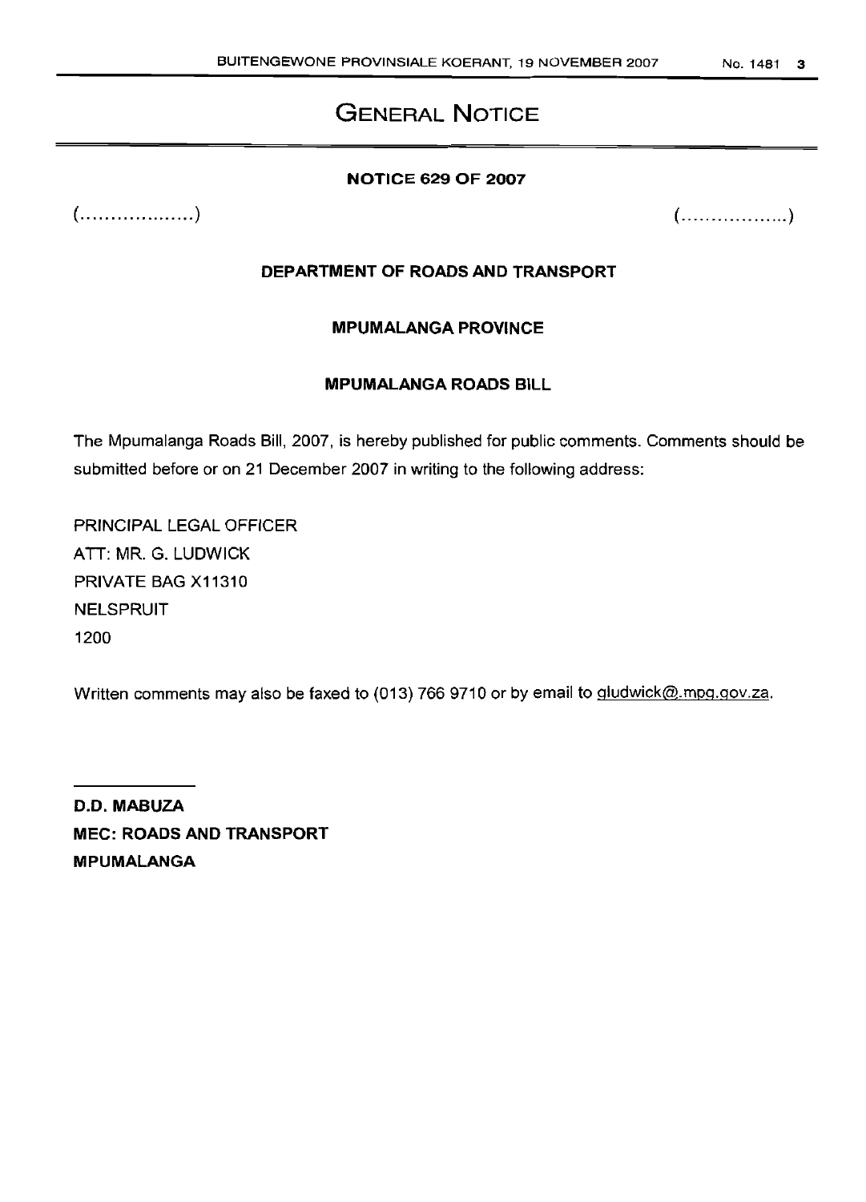# GENERAL NOTICE

**NOTICE 629 OF 2007**

(………………) (………………)

**DEPARTMENT OF ROADS AND TRANSPORT**

**MPUMALANGA PROVINCE**

**MPUMALANGA ROADS BILL**

The Mpumalanga Roads Bill, 2007, is hereby published for public comments. Comments should be submitted before or on 21 December 2007 in writing to the following address:

PRINCIPAL LEGAL OFFICER
ATT: MR. G. LUDWICK
PRIVATE BAG X11310
NELSPRUIT
1200

Written comments may also be faxed to (013) 766 9710 or by email to gludwick@.mpg.gov.za.

**D.D. MABUZA**
**MEC: ROADS AND TRANSPORT**
**MPUMALANGA**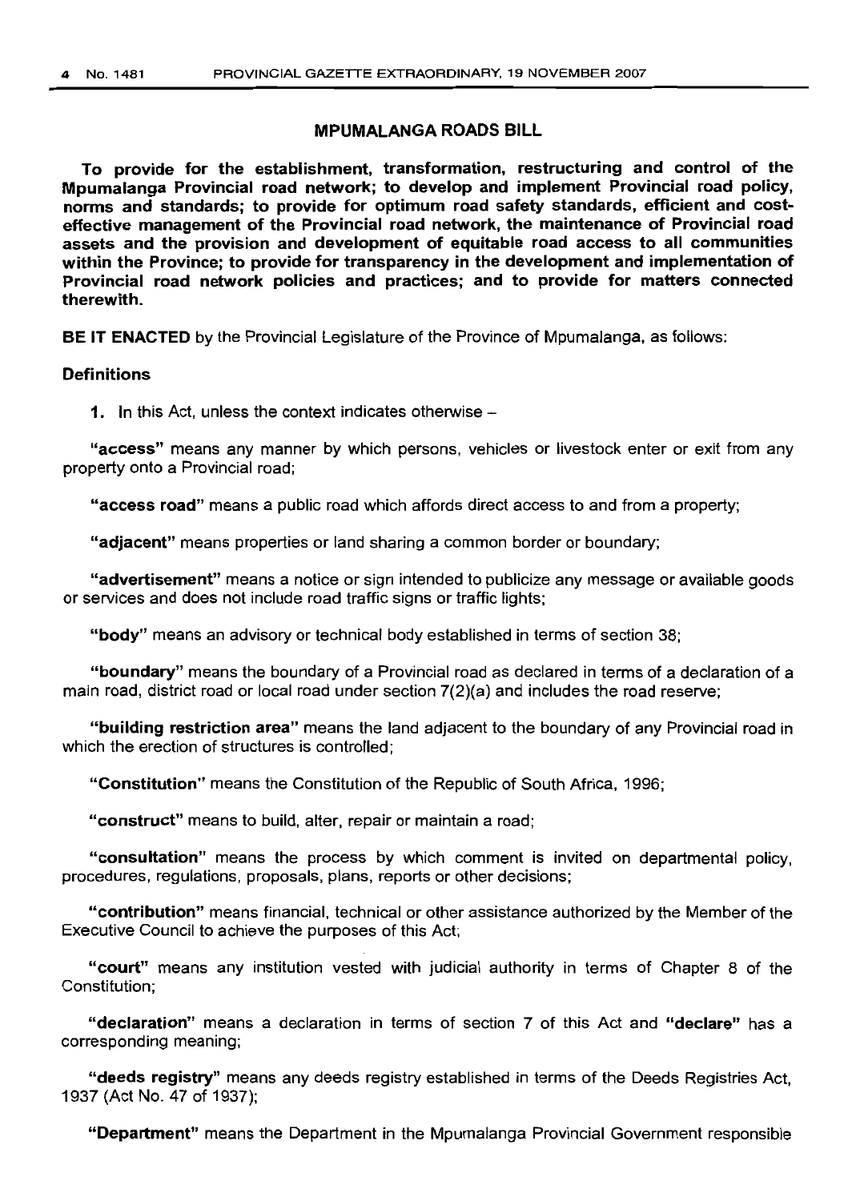## MPUMALANGA ROADS BILL

**To provide for the establishment, transformation, restructuring and control of the Mpumalanga Provincial road network; to develop and implement Provincial road policy, norms and standards; to provide for optimum road safety standards, efficient and cost-effective management of the Provincial road network, the maintenance of Provincial road assets and the provision and development of equitable road access to all communities within the Province; to provide for transparency in the development and implementation of Provincial road network policies and practices; and to provide for matters connected therewith.**

**BE IT ENACTED** by the Provincial Legislature of the Province of Mpumalanga, as follows:

### Definitions

**1.** In this Act, unless the context indicates otherwise –

**"access"** means any manner by which persons, vehicles or livestock enter or exit from any property onto a Provincial road;

**"access road"** means a public road which affords direct access to and from a property;

**"adjacent"** means properties or land sharing a common border or boundary;

**"advertisement"** means a notice or sign intended to publicize any message or available goods or services and does not include road traffic signs or traffic lights;

**"body"** means an advisory or technical body established in terms of section 38;

**"boundary"** means the boundary of a Provincial road as declared in terms of a declaration of a main road, district road or local road under section 7(2)(a) and includes the road reserve;

**"building restriction area"** means the land adjacent to the boundary of any Provincial road in which the erection of structures is controlled;

**"Constitution"** means the Constitution of the Republic of South Africa, 1996;

**"construct"** means to build, alter, repair or maintain a road;

**"consultation"** means the process by which comment is invited on departmental policy, procedures, regulations, proposals, plans, reports or other decisions;

**"contribution"** means financial, technical or other assistance authorized by the Member of the Executive Council to achieve the purposes of this Act;

**"court"** means any institution vested with judicial authority in terms of Chapter 8 of the Constitution;

**"declaration"** means a declaration in terms of section 7 of this Act and **"declare"** has a corresponding meaning;

**"deeds registry"** means any deeds registry established in terms of the Deeds Registries Act, 1937 (Act No. 47 of 1937);

**"Department"** means the Department in the Mpumalanga Provincial Government responsible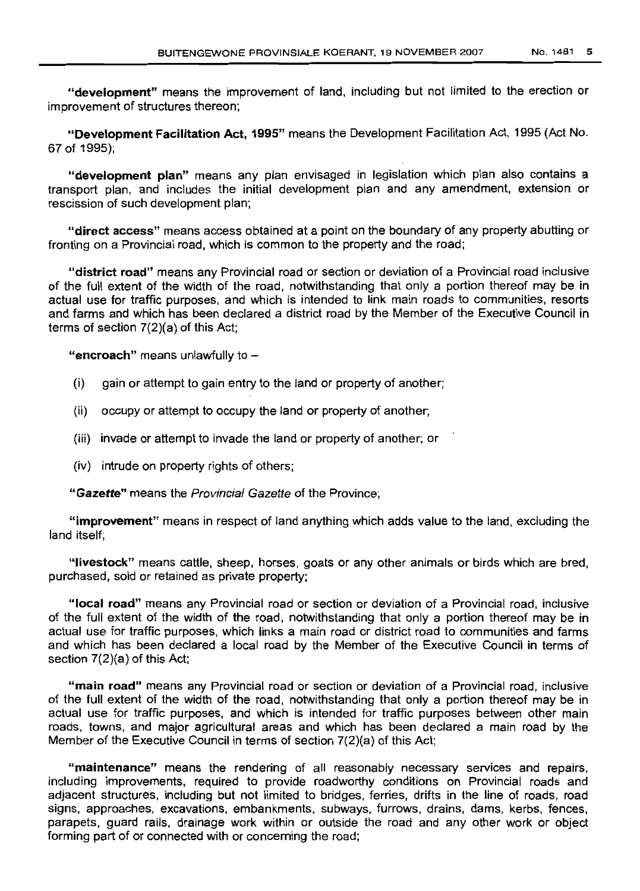**"development"** means the improvement of land, including but not limited to the erection or improvement of structures thereon;

**"Development Facilitation Act, 1995"** means the Development Facilitation Act, 1995 (Act No. 67 of 1995);

**"development plan"** means any plan envisaged in legislation which plan also contains a transport plan, and includes the initial development plan and any amendment, extension or rescission of such development plan;

**"direct access"** means access obtained at a point on the boundary of any property abutting or fronting on a Provincial road, which is common to the property and the road;

**"district road"** means any Provincial road or section or deviation of a Provincial road inclusive of the full extent of the width of the road, notwithstanding that only a portion thereof may be in actual use for traffic purposes, and which is intended to link main roads to communities, resorts and farms and which has been declared a district road by the Member of the Executive Council in terms of section 7(2)(a) of this Act;

**"encroach"** means unlawfully to –

(i) gain or attempt to gain entry to the land or property of another;

(ii) occupy or attempt to occupy the land or property of another;

(iii) invade or attempt to invade the land or property of another; or

(iv) intrude on property rights of others;

**"*Gazette*"** means the *Provincial Gazette* of the Province;

**"improvement"** means in respect of land anything which adds value to the land, excluding the land itself;

**"livestock"** means cattle, sheep, horses, goats or any other animals or birds which are bred, purchased, sold or retained as private property;

**"local road"** means any Provincial road or section or deviation of a Provincial road, inclusive of the full extent of the width of the road, notwithstanding that only a portion thereof may be in actual use for traffic purposes, which links a main road or district road to communities and farms and which has been declared a local road by the Member of the Executive Council in terms of section 7(2)(a) of this Act;

**"main road"** means any Provincial road or section or deviation of a Provincial road, inclusive of the full extent of the width of the road, notwithstanding that only a portion thereof may be in actual use for traffic purposes, and which is intended for traffic purposes between other main roads, towns, and major agricultural areas and which has been declared a main road by the Member of the Executive Council in terms of section 7(2)(a) of this Act;

**"maintenance"** means the rendering of all reasonably necessary services and repairs, including improvements, required to provide roadworthy conditions on Provincial roads and adjacent structures, including but not limited to bridges, ferries, drifts in the line of roads, road signs, approaches, excavations, embankments, subways, furrows, drains, dams, kerbs, fences, parapets, guard rails, drainage work within or outside the road and any other work or object forming part of or connected with or concerning the road;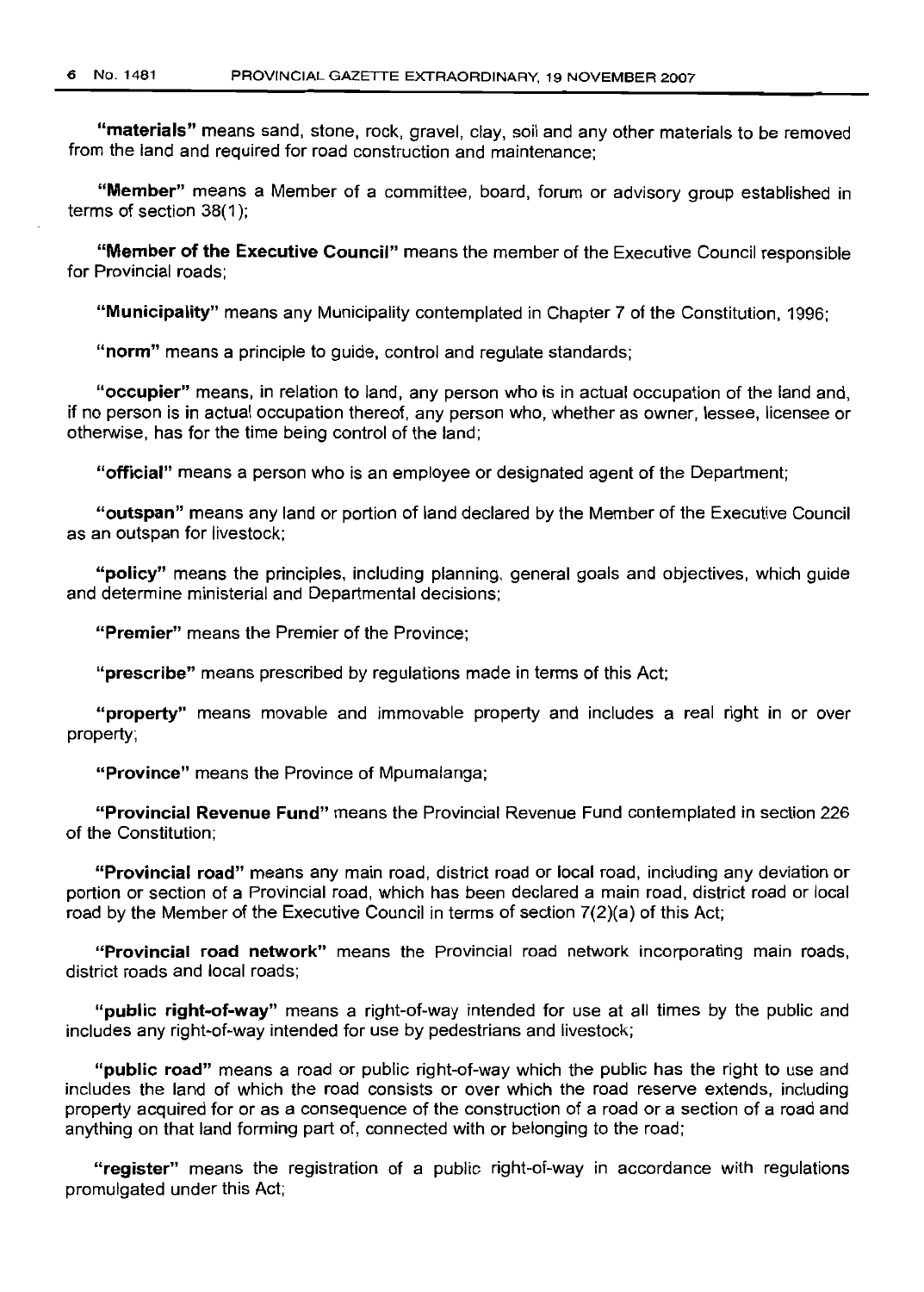**"materials"** means sand, stone, rock, gravel, clay, soil and any other materials to be removed from the land and required for road construction and maintenance;

**"Member"** means a Member of a committee, board, forum or advisory group established in terms of section 38(1);

**"Member of the Executive Council"** means the member of the Executive Council responsible for Provincial roads;

**"Municipality"** means any Municipality contemplated in Chapter 7 of the Constitution, 1996;

**"norm"** means a principle to guide, control and regulate standards;

**"occupier"** means, in relation to land, any person who is in actual occupation of the land and, if no person is in actual occupation thereof, any person who, whether as owner, lessee, licensee or otherwise, has for the time being control of the land;

**"official"** means a person who is an employee or designated agent of the Department;

**"outspan"** means any land or portion of land declared by the Member of the Executive Council as an outspan for livestock;

**"policy"** means the principles, including planning, general goals and objectives, which guide and determine ministerial and Departmental decisions;

**"Premier"** means the Premier of the Province;

**"prescribe"** means prescribed by regulations made in terms of this Act;

**"property"** means movable and immovable property and includes a real right in or over property;

**"Province"** means the Province of Mpumalanga;

**"Provincial Revenue Fund"** means the Provincial Revenue Fund contemplated in section 226 of the Constitution;

**"Provincial road"** means any main road, district road or local road, including any deviation or portion or section of a Provincial road, which has been declared a main road, district road or local road by the Member of the Executive Council in terms of section 7(2)(a) of this Act;

**"Provincial road network"** means the Provincial road network incorporating main roads, district roads and local roads;

**"public right-of-way"** means a right-of-way intended for use at all times by the public and includes any right-of-way intended for use by pedestrians and livestock;

**"public road"** means a road or public right-of-way which the public has the right to use and includes the land of which the road consists or over which the road reserve extends, including property acquired for or as a consequence of the construction of a road or a section of a road and anything on that land forming part of, connected with or belonging to the road;

**"register"** means the registration of a public right-of-way in accordance with regulations promulgated under this Act;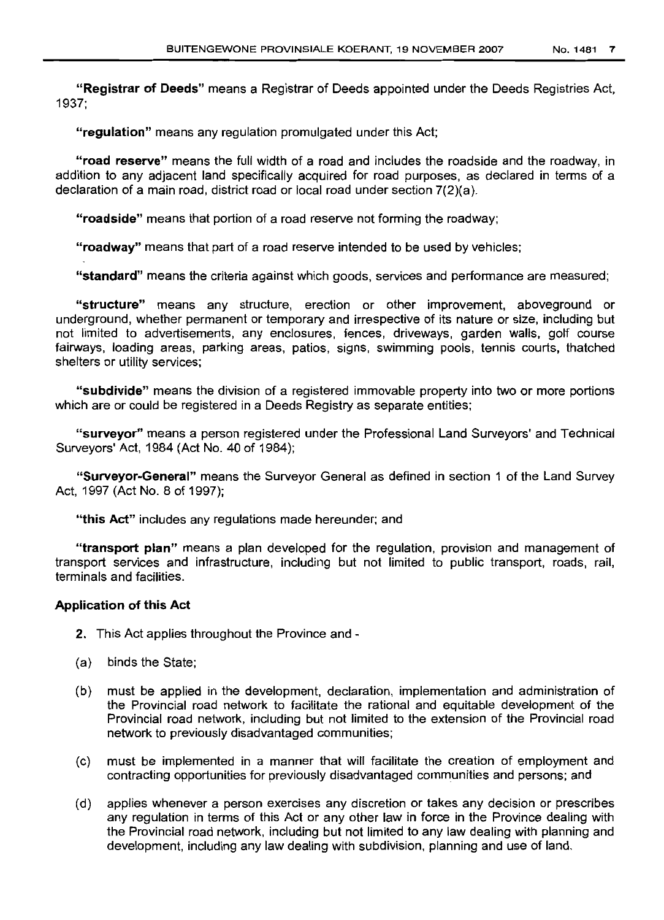**"Registrar of Deeds"** means a Registrar of Deeds appointed under the Deeds Registries Act, 1937;

**"regulation"** means any regulation promulgated under this Act;

**"road reserve"** means the full width of a road and includes the roadside and the roadway, in addition to any adjacent land specifically acquired for road purposes, as declared in terms of a declaration of a main road, district road or local road under section 7(2)(a).

**"roadside"** means that portion of a road reserve not forming the roadway;

**"roadway"** means that part of a road reserve intended to be used by vehicles;

**"standard"** means the criteria against which goods, services and performance are measured;

**"structure"** means any structure, erection or other improvement, aboveground or underground, whether permanent or temporary and irrespective of its nature or size, including but not limited to advertisements, any enclosures, fences, driveways, garden walls, golf course fairways, loading areas, parking areas, patios, signs, swimming pools, tennis courts, thatched shelters or utility services;

**"subdivide"** means the division of a registered immovable property into two or more portions which are or could be registered in a Deeds Registry as separate entities;

**"surveyor"** means a person registered under the Professional Land Surveyors' and Technical Surveyors' Act, 1984 (Act No. 40 of 1984);

**"Surveyor-General"** means the Surveyor General as defined in section 1 of the Land Survey Act, 1997 (Act No. 8 of 1997);

**"this Act"** includes any regulations made hereunder; and

**"transport plan"** means a plan developed for the regulation, provision and management of transport services and infrastructure, including but not limited to public transport, roads, rail, terminals and facilities.

### Application of this Act

**2.** This Act applies throughout the Province and -

(a) binds the State;

(b) must be applied in the development, declaration, implementation and administration of the Provincial road network to facilitate the rational and equitable development of the Provincial road network, including but not limited to the extension of the Provincial road network to previously disadvantaged communities;

(c) must be implemented in a manner that will facilitate the creation of employment and contracting opportunities for previously disadvantaged communities and persons; and

(d) applies whenever a person exercises any discretion or takes any decision or prescribes any regulation in terms of this Act or any other law in force in the Province dealing with the Provincial road network, including but not limited to any law dealing with planning and development, including any law dealing with subdivision, planning and use of land.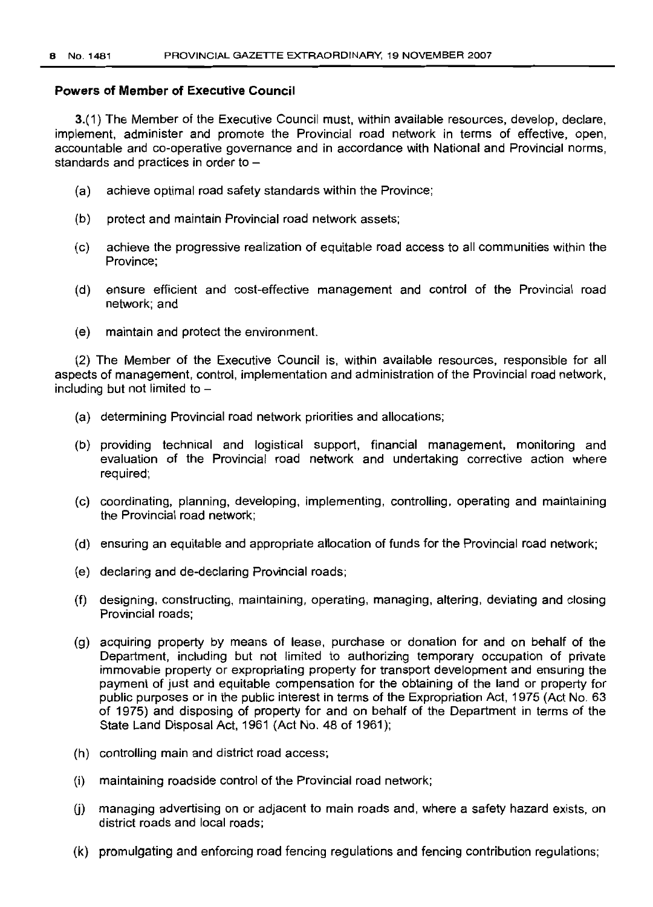**Powers of Member of Executive Council**

**3.**(1) The Member of the Executive Council must, within available resources, develop, declare, implement, administer and promote the Provincial road network in terms of effective, open, accountable and co-operative governance and in accordance with National and Provincial norms, standards and practices in order to –

(a) achieve optimal road safety standards within the Province;

(b) protect and maintain Provincial road network assets;

(c) achieve the progressive realization of equitable road access to all communities within the Province;

(d) ensure efficient and cost-effective management and control of the Provincial road network; and

(e) maintain and protect the environment.

(2) The Member of the Executive Council is, within available resources, responsible for all aspects of management, control, implementation and administration of the Provincial road network, including but not limited to –

(a) determining Provincial road network priorities and allocations;

(b) providing technical and logistical support, financial management, monitoring and evaluation of the Provincial road network and undertaking corrective action where required;

(c) coordinating, planning, developing, implementing, controlling, operating and maintaining the Provincial road network;

(d) ensuring an equitable and appropriate allocation of funds for the Provincial road network;

(e) declaring and de-declaring Provincial roads;

(f) designing, constructing, maintaining, operating, managing, altering, deviating and closing Provincial roads;

(g) acquiring property by means of lease, purchase or donation for and on behalf of the Department, including but not limited to authorizing temporary occupation of private immovable property or expropriating property for transport development and ensuring the payment of just and equitable compensation for the obtaining of the land or property for public purposes or in the public interest in terms of the Expropriation Act, 1975 (Act No. 63 of 1975) and disposing of property for and on behalf of the Department in terms of the State Land Disposal Act, 1961 (Act No. 48 of 1961);

(h) controlling main and district road access;

(i) maintaining roadside control of the Provincial road network;

(j) managing advertising on or adjacent to main roads and, where a safety hazard exists, on district roads and local roads;

(k) promulgating and enforcing road fencing regulations and fencing contribution regulations;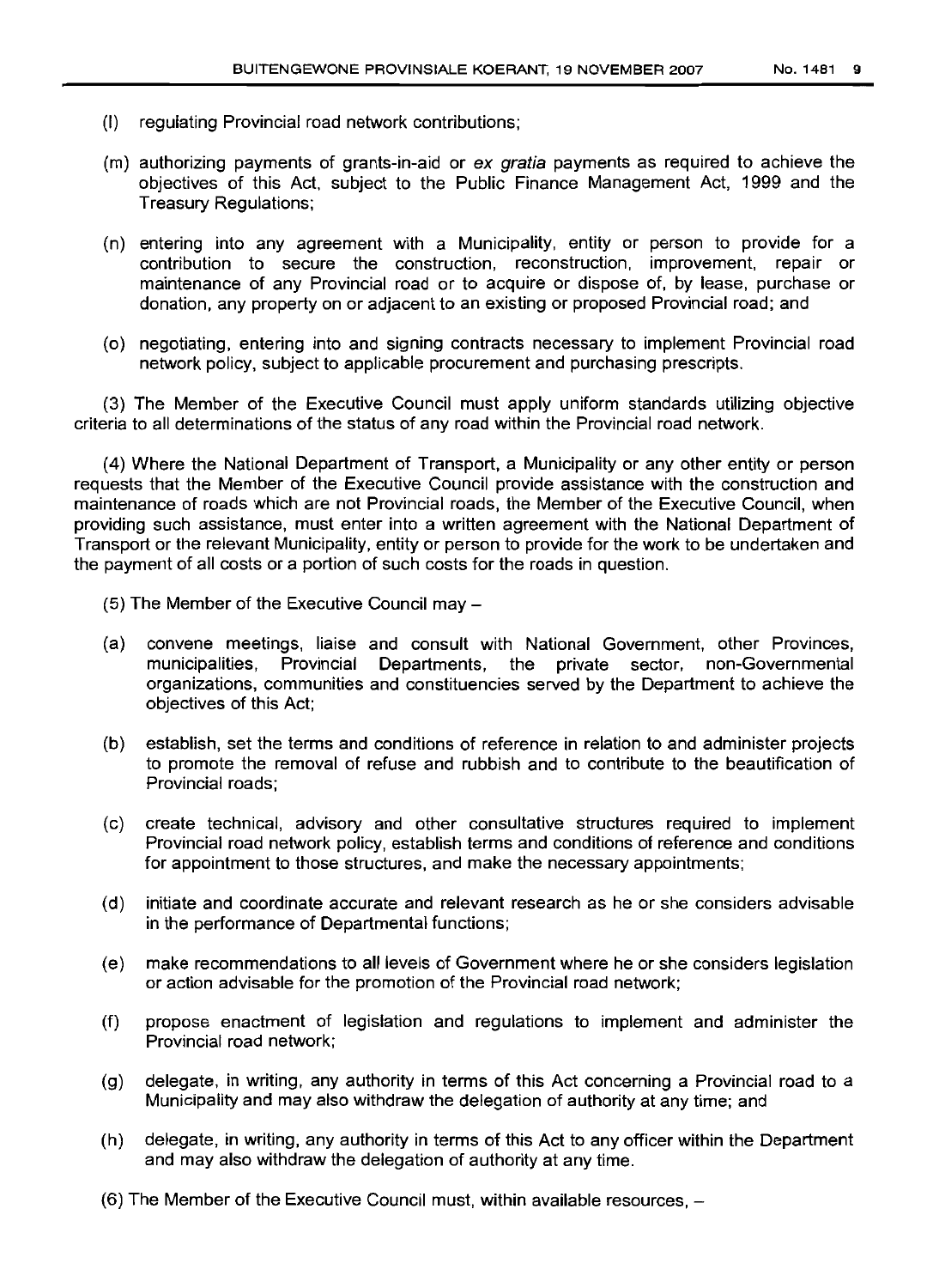(l) regulating Provincial road network contributions;

(m) authorizing payments of grants-in-aid or *ex gratia* payments as required to achieve the objectives of this Act, subject to the Public Finance Management Act, 1999 and the Treasury Regulations;

(n) entering into any agreement with a Municipality, entity or person to provide for a contribution to secure the construction, reconstruction, improvement, repair or maintenance of any Provincial road or to acquire or dispose of, by lease, purchase or donation, any property on or adjacent to an existing or proposed Provincial road; and

(o) negotiating, entering into and signing contracts necessary to implement Provincial road network policy, subject to applicable procurement and purchasing prescripts.

(3) The Member of the Executive Council must apply uniform standards utilizing objective criteria to all determinations of the status of any road within the Provincial road network.

(4) Where the National Department of Transport, a Municipality or any other entity or person requests that the Member of the Executive Council provide assistance with the construction and maintenance of roads which are not Provincial roads, the Member of the Executive Council, when providing such assistance, must enter into a written agreement with the National Department of Transport or the relevant Municipality, entity or person to provide for the work to be undertaken and the payment of all costs or a portion of such costs for the roads in question.

(5) The Member of the Executive Council may –

(a) convene meetings, liaise and consult with National Government, other Provinces, municipalities, Provincial Departments, the private sector, non-Governmental organizations, communities and constituencies served by the Department to achieve the objectives of this Act;

(b) establish, set the terms and conditions of reference in relation to and administer projects to promote the removal of refuse and rubbish and to contribute to the beautification of Provincial roads;

(c) create technical, advisory and other consultative structures required to implement Provincial road network policy, establish terms and conditions of reference and conditions for appointment to those structures, and make the necessary appointments;

(d) initiate and coordinate accurate and relevant research as he or she considers advisable in the performance of Departmental functions;

(e) make recommendations to all levels of Government where he or she considers legislation or action advisable for the promotion of the Provincial road network;

(f) propose enactment of legislation and regulations to implement and administer the Provincial road network;

(g) delegate, in writing, any authority in terms of this Act concerning a Provincial road to a Municipality and may also withdraw the delegation of authority at any time; and

(h) delegate, in writing, any authority in terms of this Act to any officer within the Department and may also withdraw the delegation of authority at any time.

(6) The Member of the Executive Council must, within available resources, –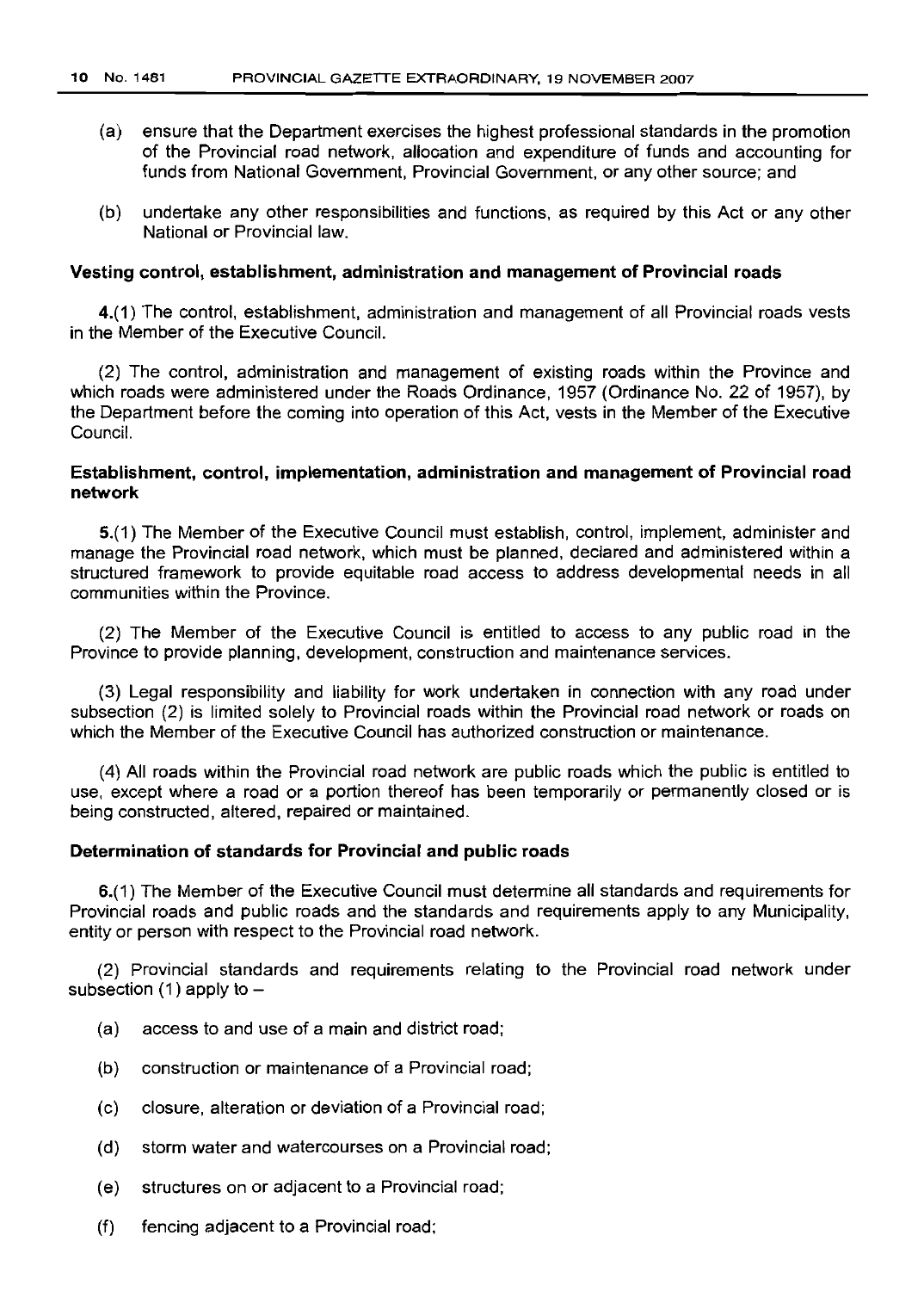(a) ensure that the Department exercises the highest professional standards in the promotion of the Provincial road network, allocation and expenditure of funds and accounting for funds from National Government, Provincial Government, or any other source; and

(b) undertake any other responsibilities and functions, as required by this Act or any other National or Provincial law.

**Vesting control, establishment, administration and management of Provincial roads**

**4.**(1) The control, establishment, administration and management of all Provincial roads vests in the Member of the Executive Council.

(2) The control, administration and management of existing roads within the Province and which roads were administered under the Roads Ordinance, 1957 (Ordinance No. 22 of 1957), by the Department before the coming into operation of this Act, vests in the Member of the Executive Council.

**Establishment, control, implementation, administration and management of Provincial road network**

**5.**(1) The Member of the Executive Council must establish, control, implement, administer and manage the Provincial road network, which must be planned, declared and administered within a structured framework to provide equitable road access to address developmental needs in all communities within the Province.

(2) The Member of the Executive Council is entitled to access to any public road in the Province to provide planning, development, construction and maintenance services.

(3) Legal responsibility and liability for work undertaken in connection with any road under subsection (2) is limited solely to Provincial roads within the Provincial road network or roads on which the Member of the Executive Council has authorized construction or maintenance.

(4) All roads within the Provincial road network are public roads which the public is entitled to use, except where a road or a portion thereof has been temporarily or permanently closed or is being constructed, altered, repaired or maintained.

**Determination of standards for Provincial and public roads**

**6.**(1) The Member of the Executive Council must determine all standards and requirements for Provincial roads and public roads and the standards and requirements apply to any Municipality, entity or person with respect to the Provincial road network.

(2) Provincial standards and requirements relating to the Provincial road network under subsection (1) apply to –

(a) access to and use of a main and district road;

(b) construction or maintenance of a Provincial road;

(c) closure, alteration or deviation of a Provincial road;

(d) storm water and watercourses on a Provincial road;

(e) structures on or adjacent to a Provincial road;

(f) fencing adjacent to a Provincial road;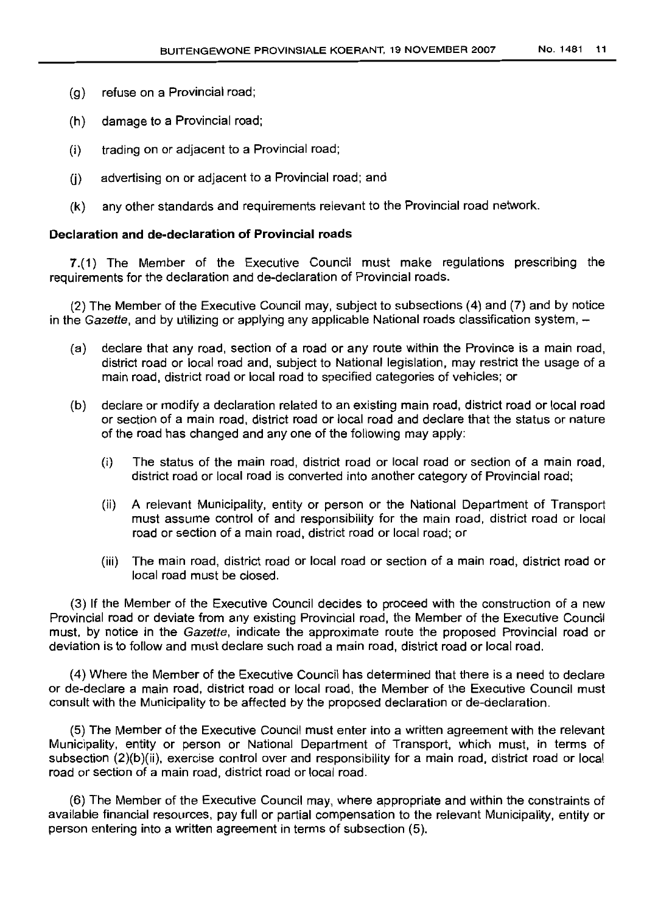(g) refuse on a Provincial road;

(h) damage to a Provincial road;

(i) trading on or adjacent to a Provincial road;

(j) advertising on or adjacent to a Provincial road; and

(k) any other standards and requirements relevant to the Provincial road network.

**Declaration and de-declaration of Provincial roads**

**7.**(1) The Member of the Executive Council must make regulations prescribing the requirements for the declaration and de-declaration of Provincial roads.

(2) The Member of the Executive Council may, subject to subsections (4) and (7) and by notice in the *Gazette*, and by utilizing or applying any applicable National roads classification system, –

(a) declare that any road, section of a road or any route within the Province is a main road, district road or local road and, subject to National legislation, may restrict the usage of a main road, district road or local road to specified categories of vehicles; or

(b) declare or modify a declaration related to an existing main road, district road or local road or section of a main road, district road or local road and declare that the status or nature of the road has changed and any one of the following may apply:

   (i) The status of the main road, district road or local road or section of a main road, district road or local road is converted into another category of Provincial road;

   (ii) A relevant Municipality, entity or person or the National Department of Transport must assume control of and responsibility for the main road, district road or local road or section of a main road, district road or local road; or

   (iii) The main road, district road or local road or section of a main road, district road or local road must be closed.

(3) If the Member of the Executive Council decides to proceed with the construction of a new Provincial road or deviate from any existing Provincial road, the Member of the Executive Council must, by notice in the *Gazette*, indicate the approximate route the proposed Provincial road or deviation is to follow and must declare such road a main road, district road or local road.

(4) Where the Member of the Executive Council has determined that there is a need to declare or de-declare a main road, district road or local road, the Member of the Executive Council must consult with the Municipality to be affected by the proposed declaration or de-declaration.

(5) The Member of the Executive Council must enter into a written agreement with the relevant Municipality, entity or person or National Department of Transport, which must, in terms of subsection (2)(b)(ii), exercise control over and responsibility for a main road, district road or local road or section of a main road, district road or local road.

(6) The Member of the Executive Council may, where appropriate and within the constraints of available financial resources, pay full or partial compensation to the relevant Municipality, entity or person entering into a written agreement in terms of subsection (5).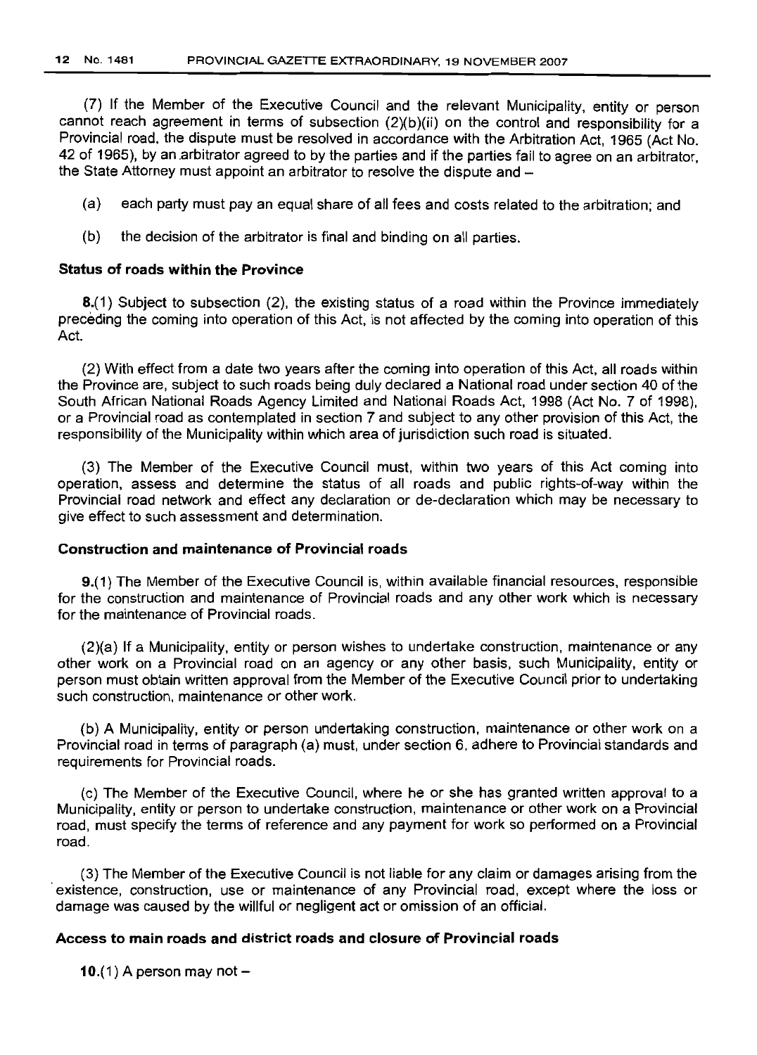(7) If the Member of the Executive Council and the relevant Municipality, entity or person cannot reach agreement in terms of subsection (2)(b)(ii) on the control and responsibility for a Provincial road, the dispute must be resolved in accordance with the Arbitration Act, 1965 (Act No. 42 of 1965), by an arbitrator agreed to by the parties and if the parties fail to agree on an arbitrator, the State Attorney must appoint an arbitrator to resolve the dispute and –

(a) each party must pay an equal share of all fees and costs related to the arbitration; and

(b) the decision of the arbitrator is final and binding on all parties.

**Status of roads within the Province**

**8.**(1) Subject to subsection (2), the existing status of a road within the Province immediately preceding the coming into operation of this Act, is not affected by the coming into operation of this Act.

(2) With effect from a date two years after the coming into operation of this Act, all roads within the Province are, subject to such roads being duly declared a National road under section 40 of the South African National Roads Agency Limited and National Roads Act, 1998 (Act No. 7 of 1998), or a Provincial road as contemplated in section 7 and subject to any other provision of this Act, the responsibility of the Municipality within which area of jurisdiction such road is situated.

(3) The Member of the Executive Council must, within two years of this Act coming into operation, assess and determine the status of all roads and public rights-of-way within the Provincial road network and effect any declaration or de-declaration which may be necessary to give effect to such assessment and determination.

**Construction and maintenance of Provincial roads**

**9.**(1) The Member of the Executive Council is, within available financial resources, responsible for the construction and maintenance of Provincial roads and any other work which is necessary for the maintenance of Provincial roads.

(2)(a) If a Municipality, entity or person wishes to undertake construction, maintenance or any other work on a Provincial road on an agency or any other basis, such Municipality, entity or person must obtain written approval from the Member of the Executive Council prior to undertaking such construction, maintenance or other work.

(b) A Municipality, entity or person undertaking construction, maintenance or other work on a Provincial road in terms of paragraph (a) must, under section 6, adhere to Provincial standards and requirements for Provincial roads.

(c) The Member of the Executive Council, where he or she has granted written approval to a Municipality, entity or person to undertake construction, maintenance or other work on a Provincial road, must specify the terms of reference and any payment for work so performed on a Provincial road.

(3) The Member of the Executive Council is not liable for any claim or damages arising from the existence, construction, use or maintenance of any Provincial road, except where the loss or damage was caused by the willful or negligent act or omission of an official.

**Access to main roads and district roads and closure of Provincial roads**

**10.**(1) A person may not –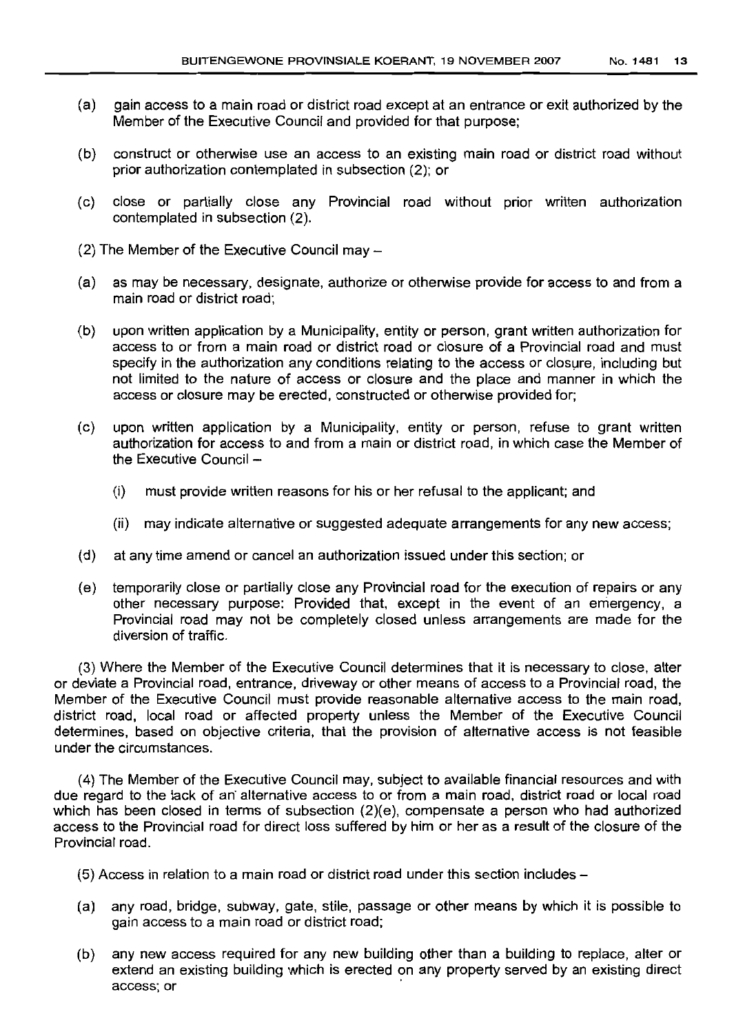(a) gain access to a main road or district road except at an entrance or exit authorized by the Member of the Executive Council and provided for that purpose;

(b) construct or otherwise use an access to an existing main road or district road without prior authorization contemplated in subsection (2); or

(c) close or partially close any Provincial road without prior written authorization contemplated in subsection (2).

(2) The Member of the Executive Council may –

(a) as may be necessary, designate, authorize or otherwise provide for access to and from a main road or district road;

(b) upon written application by a Municipality, entity or person, grant written authorization for access to or from a main road or district road or closure of a Provincial road and must specify in the authorization any conditions relating to the access or closure, including but not limited to the nature of access or closure and the place and manner in which the access or closure may be erected, constructed or otherwise provided for;

(c) upon written application by a Municipality, entity or person, refuse to grant written authorization for access to and from a main or district road, in which case the Member of the Executive Council –

 (i) must provide written reasons for his or her refusal to the applicant; and

 (ii) may indicate alternative or suggested adequate arrangements for any new access;

(d) at any time amend or cancel an authorization issued under this section; or

(e) temporarily close or partially close any Provincial road for the execution of repairs or any other necessary purpose: Provided that, except in the event of an emergency, a Provincial road may not be completely closed unless arrangements are made for the diversion of traffic.

(3) Where the Member of the Executive Council determines that it is necessary to close, alter or deviate a Provincial road, entrance, driveway or other means of access to a Provincial road, the Member of the Executive Council must provide reasonable alternative access to the main road, district road, local road or affected property unless the Member of the Executive Council determines, based on objective criteria, that the provision of alternative access is not feasible under the circumstances.

(4) The Member of the Executive Council may, subject to available financial resources and with due regard to the lack of an alternative access to or from a main road, district road or local road which has been closed in terms of subsection (2)(e), compensate a person who had authorized access to the Provincial road for direct loss suffered by him or her as a result of the closure of the Provincial road.

(5) Access in relation to a main road or district road under this section includes –

(a) any road, bridge, subway, gate, stile, passage or other means by which it is possible to gain access to a main road or district road;

(b) any new access required for any new building other than a building to replace, alter or extend an existing building which is erected on any property served by an existing direct access; or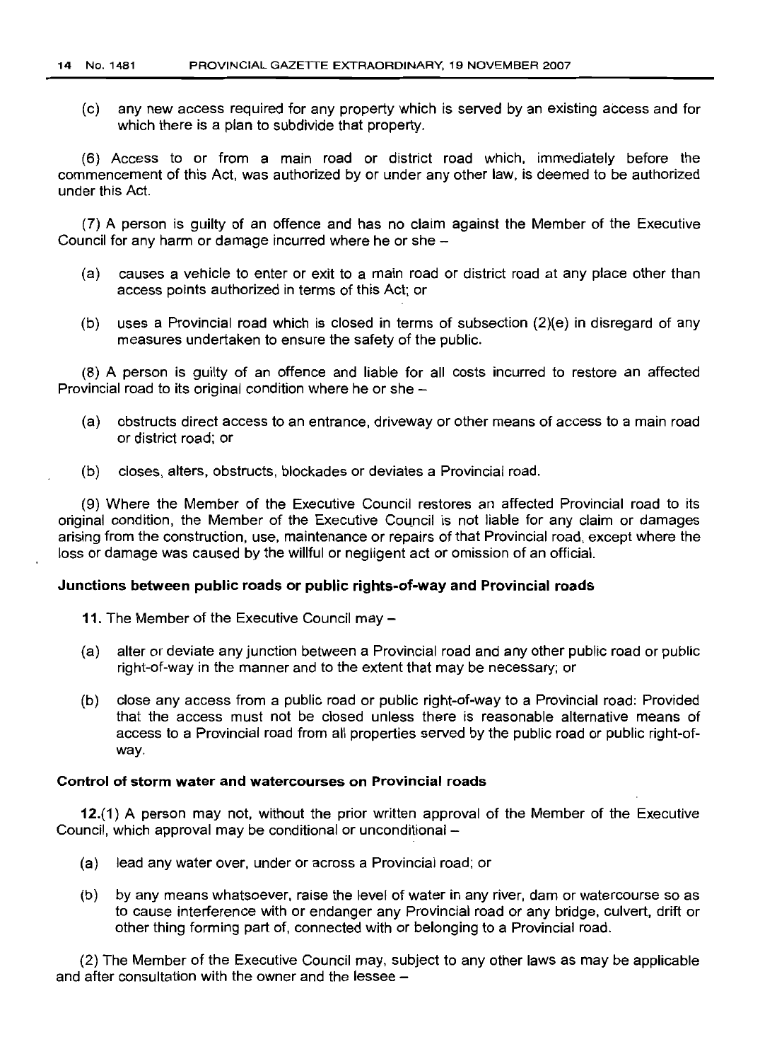(c) any new access required for any property which is served by an existing access and for which there is a plan to subdivide that property.

(6) Access to or from a main road or district road which, immediately before the commencement of this Act, was authorized by or under any other law, is deemed to be authorized under this Act.

(7) A person is guilty of an offence and has no claim against the Member of the Executive Council for any harm or damage incurred where he or she –

(a) causes a vehicle to enter or exit to a main road or district road at any place other than access points authorized in terms of this Act; or

(b) uses a Provincial road which is closed in terms of subsection (2)(e) in disregard of any measures undertaken to ensure the safety of the public.

(8) A person is guilty of an offence and liable for all costs incurred to restore an affected Provincial road to its original condition where he or she –

(a) obstructs direct access to an entrance, driveway or other means of access to a main road or district road; or

(b) closes, alters, obstructs, blockades or deviates a Provincial road.

(9) Where the Member of the Executive Council restores an affected Provincial road to its original condition, the Member of the Executive Council is not liable for any claim or damages arising from the construction, use, maintenance or repairs of that Provincial road, except where the loss or damage was caused by the willful or negligent act or omission of an official.

**Junctions between public roads or public rights-of-way and Provincial roads**

**11.** The Member of the Executive Council may –

(a) alter or deviate any junction between a Provincial road and any other public road or public right-of-way in the manner and to the extent that may be necessary; or

(b) close any access from a public road or public right-of-way to a Provincial road: Provided that the access must not be closed unless there is reasonable alternative means of access to a Provincial road from all properties served by the public road or public right-of-way.

**Control of storm water and watercourses on Provincial roads**

**12.**(1) A person may not, without the prior written approval of the Member of the Executive Council, which approval may be conditional or unconditional –

(a) lead any water over, under or across a Provincial road; or

(b) by any means whatsoever, raise the level of water in any river, dam or watercourse so as to cause interference with or endanger any Provincial road or any bridge, culvert, drift or other thing forming part of, connected with or belonging to a Provincial road.

(2) The Member of the Executive Council may, subject to any other laws as may be applicable and after consultation with the owner and the lessee –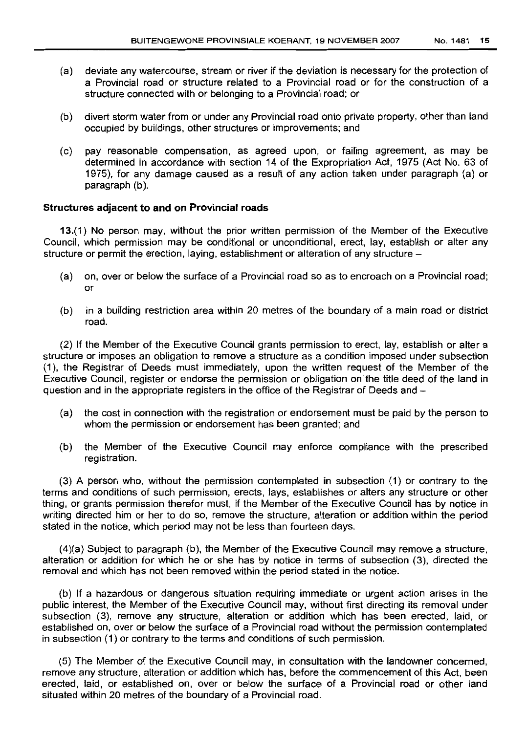(a) deviate any watercourse, stream or river if the deviation is necessary for the protection of a Provincial road or structure related to a Provincial road or for the construction of a structure connected with or belonging to a Provincial road; or

(b) divert storm water from or under any Provincial road onto private property, other than land occupied by buildings, other structures or improvements; and

(c) pay reasonable compensation, as agreed upon, or failing agreement, as may be determined in accordance with section 14 of the Expropriation Act, 1975 (Act No. 63 of 1975), for any damage caused as a result of any action taken under paragraph (a) or paragraph (b).

**Structures adjacent to and on Provincial roads**

**13.**(1) No person may, without the prior written permission of the Member of the Executive Council, which permission may be conditional or unconditional, erect, lay, establish or alter any structure or permit the erection, laying, establishment or alteration of any structure –

(a) on, over or below the surface of a Provincial road so as to encroach on a Provincial road; or

(b) in a building restriction area within 20 metres of the boundary of a main road or district road.

(2) If the Member of the Executive Council grants permission to erect, lay, establish or alter a structure or imposes an obligation to remove a structure as a condition imposed under subsection (1), the Registrar of Deeds must immediately, upon the written request of the Member of the Executive Council, register or endorse the permission or obligation on the title deed of the land in question and in the appropriate registers in the office of the Registrar of Deeds and –

(a) the cost in connection with the registration or endorsement must be paid by the person to whom the permission or endorsement has been granted; and

(b) the Member of the Executive Council may enforce compliance with the prescribed registration.

(3) A person who, without the permission contemplated in subsection (1) or contrary to the terms and conditions of such permission, erects, lays, establishes or alters any structure or other thing, or grants permission therefor must, if the Member of the Executive Council has by notice in writing directed him or her to do so, remove the structure, alteration or addition within the period stated in the notice, which period may not be less than fourteen days.

(4)(a) Subject to paragraph (b), the Member of the Executive Council may remove a structure, alteration or addition for which he or she has by notice in terms of subsection (3), directed the removal and which has not been removed within the period stated in the notice.

(b) If a hazardous or dangerous situation requiring immediate or urgent action arises in the public interest, the Member of the Executive Council may, without first directing its removal under subsection (3), remove any structure, alteration or addition which has been erected, laid, or established on, over or below the surface of a Provincial road without the permission contemplated in subsection (1) or contrary to the terms and conditions of such permission.

(5) The Member of the Executive Council may, in consultation with the landowner concerned, remove any structure, alteration or addition which has, before the commencement of this Act, been erected, laid, or established on, over or below the surface of a Provincial road or other land situated within 20 metres of the boundary of a Provincial road.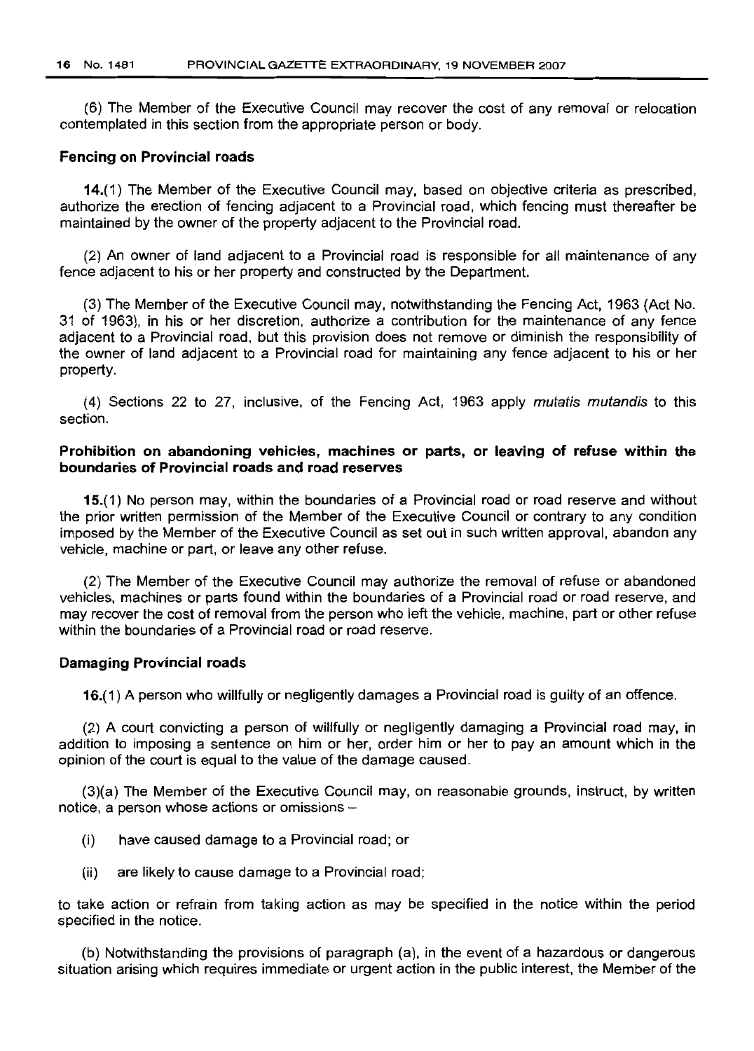(6) The Member of the Executive Council may recover the cost of any removal or relocation contemplated in this section from the appropriate person or body.

### Fencing on Provincial roads

**14.**(1) The Member of the Executive Council may, based on objective criteria as prescribed, authorize the erection of fencing adjacent to a Provincial road, which fencing must thereafter be maintained by the owner of the property adjacent to the Provincial road.

(2) An owner of land adjacent to a Provincial road is responsible for all maintenance of any fence adjacent to his or her property and constructed by the Department.

(3) The Member of the Executive Council may, notwithstanding the Fencing Act, 1963 (Act No. 31 of 1963), in his or her discretion, authorize a contribution for the maintenance of any fence adjacent to a Provincial road, but this provision does not remove or diminish the responsibility of the owner of land adjacent to a Provincial road for maintaining any fence adjacent to his or her property.

(4) Sections 22 to 27, inclusive, of the Fencing Act, 1963 apply *mutatis mutandis* to this section.

### Prohibition on abandoning vehicles, machines or parts, or leaving of refuse within the boundaries of Provincial roads and road reserves

**15.**(1) No person may, within the boundaries of a Provincial road or road reserve and without the prior written permission of the Member of the Executive Council or contrary to any condition imposed by the Member of the Executive Council as set out in such written approval, abandon any vehicle, machine or part, or leave any other refuse.

(2) The Member of the Executive Council may authorize the removal of refuse or abandoned vehicles, machines or parts found within the boundaries of a Provincial road or road reserve, and may recover the cost of removal from the person who left the vehicle, machine, part or other refuse within the boundaries of a Provincial road or road reserve.

### Damaging Provincial roads

**16.**(1) A person who willfully or negligently damages a Provincial road is guilty of an offence.

(2) A court convicting a person of willfully or negligently damaging a Provincial road may, in addition to imposing a sentence on him or her, order him or her to pay an amount which in the opinion of the court is equal to the value of the damage caused.

(3)(a) The Member of the Executive Council may, on reasonable grounds, instruct, by written notice, a person whose actions or omissions –

- (i) have caused damage to a Provincial road; or
- (ii) are likely to cause damage to a Provincial road;

to take action or refrain from taking action as may be specified in the notice within the period specified in the notice.

(b) Notwithstanding the provisions of paragraph (a), in the event of a hazardous or dangerous situation arising which requires immediate or urgent action in the public interest, the Member of the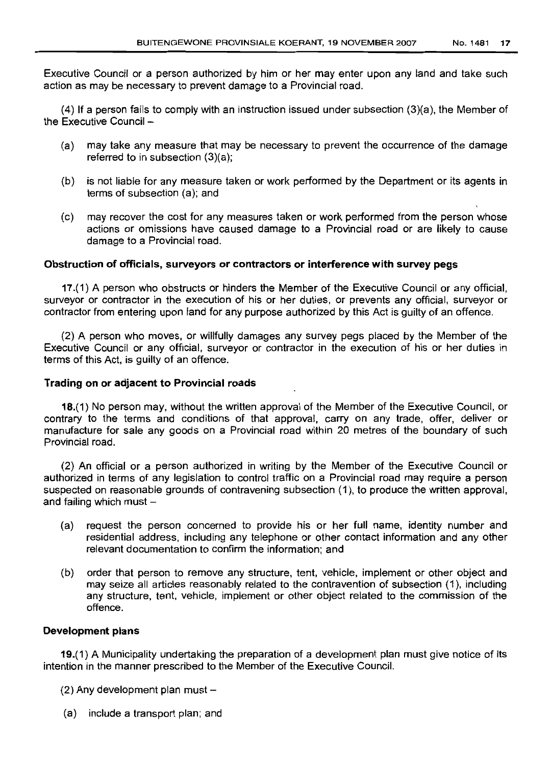Executive Council or a person authorized by him or her may enter upon any land and take such action as may be necessary to prevent damage to a Provincial road.

(4) If a person fails to comply with an instruction issued under subsection (3)(a), the Member of the Executive Council –

- (a) may take any measure that may be necessary to prevent the occurrence of the damage referred to in subsection (3)(a);
- (b) is not liable for any measure taken or work performed by the Department or its agents in terms of subsection (a); and
- (c) may recover the cost for any measures taken or work performed from the person whose actions or omissions have caused damage to a Provincial road or are likely to cause damage to a Provincial road.

**Obstruction of officials, surveyors or contractors or interference with survey pegs**

**17.**(1) A person who obstructs or hinders the Member of the Executive Council or any official, surveyor or contractor in the execution of his or her duties, or prevents any official, surveyor or contractor from entering upon land for any purpose authorized by this Act is guilty of an offence.

(2) A person who moves, or willfully damages any survey pegs placed by the Member of the Executive Council or any official, surveyor or contractor in the execution of his or her duties in terms of this Act, is guilty of an offence.

**Trading on or adjacent to Provincial roads**

**18.**(1) No person may, without the written approval of the Member of the Executive Council, or contrary to the terms and conditions of that approval, carry on any trade, offer, deliver or manufacture for sale any goods on a Provincial road within 20 metres of the boundary of such Provincial road.

(2) An official or a person authorized in writing by the Member of the Executive Council or authorized in terms of any legislation to control traffic on a Provincial road may require a person suspected on reasonable grounds of contravening subsection (1), to produce the written approval, and failing which must –

- (a) request the person concerned to provide his or her full name, identity number and residential address, including any telephone or other contact information and any other relevant documentation to confirm the information; and
- (b) order that person to remove any structure, tent, vehicle, implement or other object and may seize all articles reasonably related to the contravention of subsection (1), including any structure, tent, vehicle, implement or other object related to the commission of the offence.

**Development plans**

**19.**(1) A Municipality undertaking the preparation of a development plan must give notice of its intention in the manner prescribed to the Member of the Executive Council.

(2) Any development plan must –

- (a) include a transport plan; and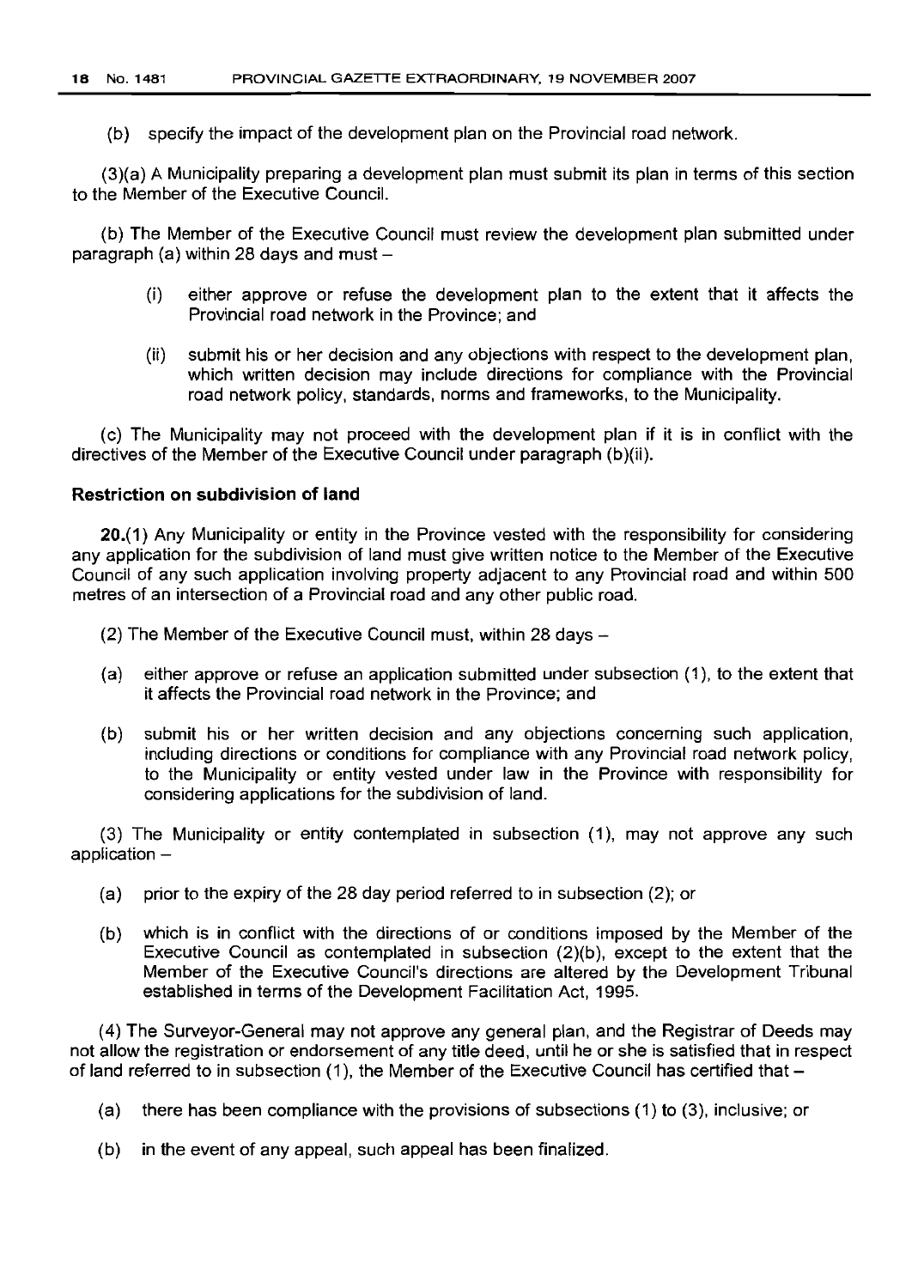(b) specify the impact of the development plan on the Provincial road network.

(3)(a) A Municipality preparing a development plan must submit its plan in terms of this section to the Member of the Executive Council.

(b) The Member of the Executive Council must review the development plan submitted under paragraph (a) within 28 days and must –

(i) either approve or refuse the development plan to the extent that it affects the Provincial road network in the Province; and

(ii) submit his or her decision and any objections with respect to the development plan, which written decision may include directions for compliance with the Provincial road network policy, standards, norms and frameworks, to the Municipality.

(c) The Municipality may not proceed with the development plan if it is in conflict with the directives of the Member of the Executive Council under paragraph (b)(ii).

**Restriction on subdivision of land**

**20.**(1) Any Municipality or entity in the Province vested with the responsibility for considering any application for the subdivision of land must give written notice to the Member of the Executive Council of any such application involving property adjacent to any Provincial road and within 500 metres of an intersection of a Provincial road and any other public road.

(2) The Member of the Executive Council must, within 28 days –

(a) either approve or refuse an application submitted under subsection (1), to the extent that it affects the Provincial road network in the Province; and

(b) submit his or her written decision and any objections concerning such application, including directions or conditions for compliance with any Provincial road network policy, to the Municipality or entity vested under law in the Province with responsibility for considering applications for the subdivision of land.

(3) The Municipality or entity contemplated in subsection (1), may not approve any such application –

(a) prior to the expiry of the 28 day period referred to in subsection (2); or

(b) which is in conflict with the directions of or conditions imposed by the Member of the Executive Council as contemplated in subsection (2)(b), except to the extent that the Member of the Executive Council's directions are altered by the Development Tribunal established in terms of the Development Facilitation Act, 1995.

(4) The Surveyor-General may not approve any general plan, and the Registrar of Deeds may not allow the registration or endorsement of any title deed, until he or she is satisfied that in respect of land referred to in subsection (1), the Member of the Executive Council has certified that –

(a) there has been compliance with the provisions of subsections (1) to (3), inclusive; or

(b) in the event of any appeal, such appeal has been finalized.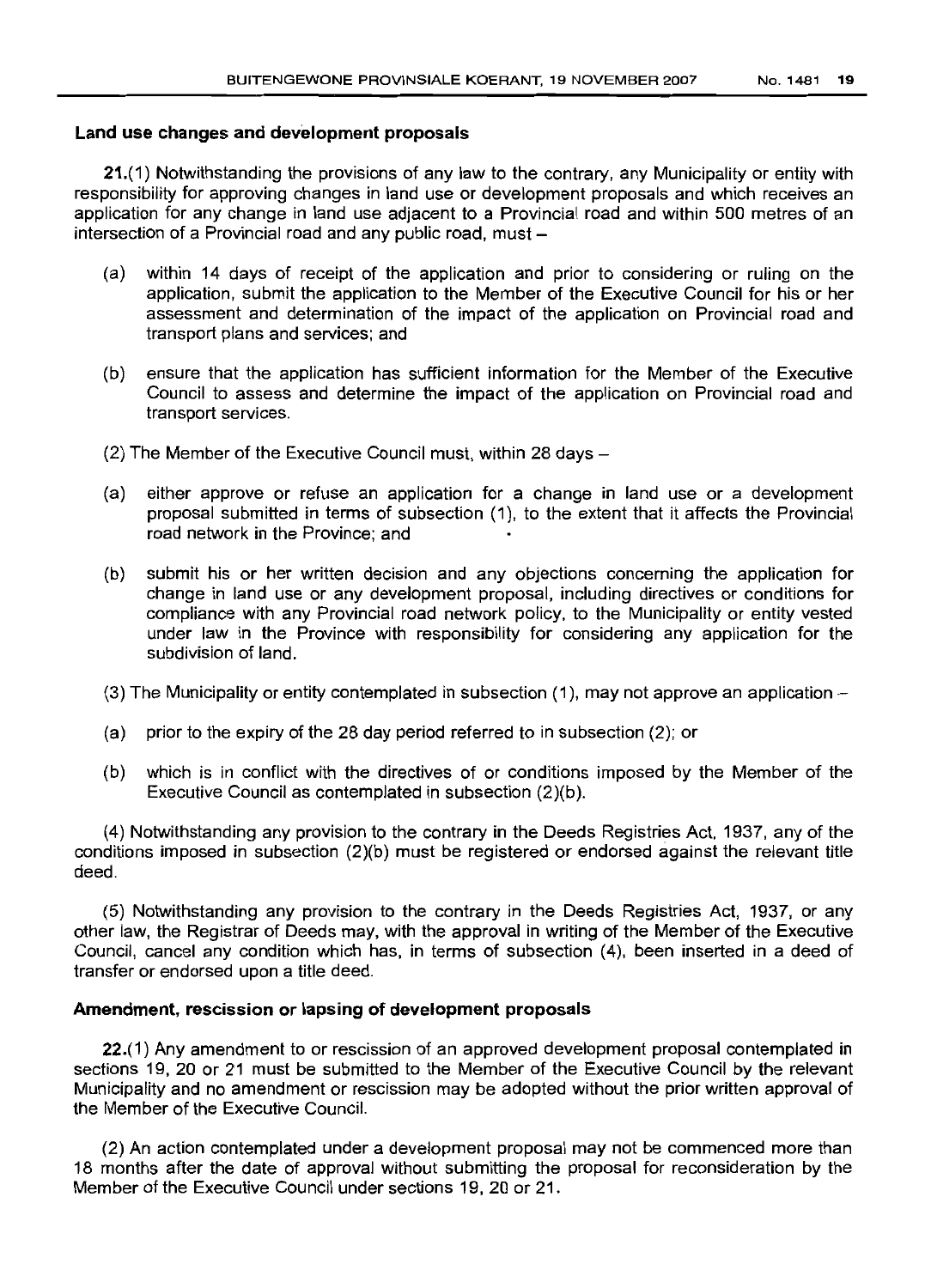### Land use changes and development proposals

**21.**(1) Notwithstanding the provisions of any law to the contrary, any Municipality or entity with responsibility for approving changes in land use or development proposals and which receives an application for any change in land use adjacent to a Provincial road and within 500 metres of an intersection of a Provincial road and any public road, must –

(a) within 14 days of receipt of the application and prior to considering or ruling on the application, submit the application to the Member of the Executive Council for his or her assessment and determination of the impact of the application on Provincial road and transport plans and services; and

(b) ensure that the application has sufficient information for the Member of the Executive Council to assess and determine the impact of the application on Provincial road and transport services.

(2) The Member of the Executive Council must, within 28 days –

(a) either approve or refuse an application for a change in land use or a development proposal submitted in terms of subsection (1), to the extent that it affects the Provincial road network in the Province; and

(b) submit his or her written decision and any objections concerning the application for change in land use or any development proposal, including directives or conditions for compliance with any Provincial road network policy, to the Municipality or entity vested under law in the Province with responsibility for considering any application for the subdivision of land.

(3) The Municipality or entity contemplated in subsection (1), may not approve an application –

(a) prior to the expiry of the 28 day period referred to in subsection (2); or

(b) which is in conflict with the directives of or conditions imposed by the Member of the Executive Council as contemplated in subsection (2)(b).

(4) Notwithstanding any provision to the contrary in the Deeds Registries Act, 1937, any of the conditions imposed in subsection (2)(b) must be registered or endorsed against the relevant title deed.

(5) Notwithstanding any provision to the contrary in the Deeds Registries Act, 1937, or any other law, the Registrar of Deeds may, with the approval in writing of the Member of the Executive Council, cancel any condition which has, in terms of subsection (4), been inserted in a deed of transfer or endorsed upon a title deed.

### Amendment, rescission or lapsing of development proposals

**22.**(1) Any amendment to or rescission of an approved development proposal contemplated in sections 19, 20 or 21 must be submitted to the Member of the Executive Council by the relevant Municipality and no amendment or rescission may be adopted without the prior written approval of the Member of the Executive Council.

(2) An action contemplated under a development proposal may not be commenced more than 18 months after the date of approval without submitting the proposal for reconsideration by the Member of the Executive Council under sections 19, 20 or 21.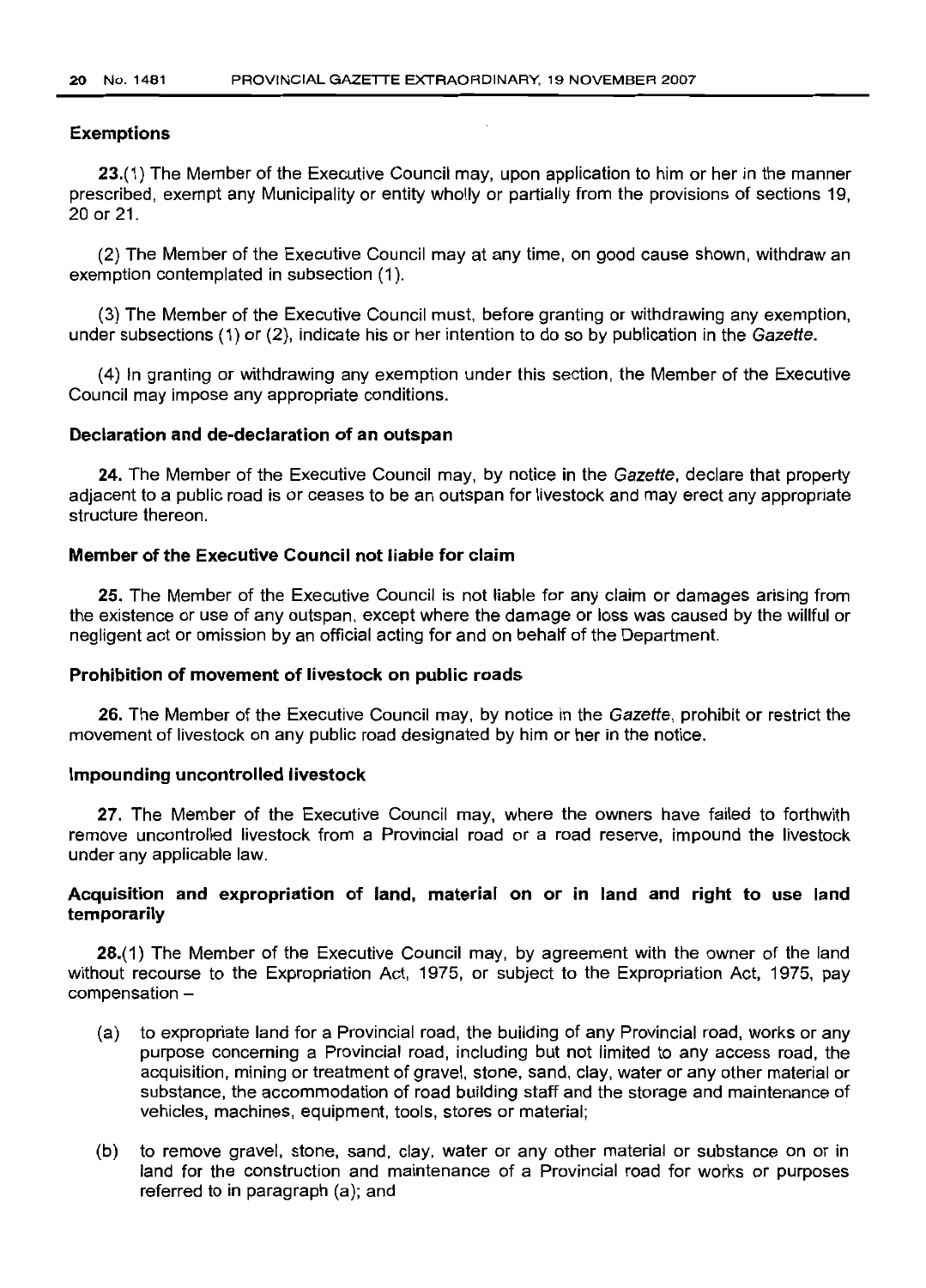### Exemptions

**23.**(1) The Member of the Executive Council may, upon application to him or her in the manner prescribed, exempt any Municipality or entity wholly or partially from the provisions of sections 19, 20 or 21.

(2) The Member of the Executive Council may at any time, on good cause shown, withdraw an exemption contemplated in subsection (1).

(3) The Member of the Executive Council must, before granting or withdrawing any exemption, under subsections (1) or (2), indicate his or her intention to do so by publication in the *Gazette*.

(4) In granting or withdrawing any exemption under this section, the Member of the Executive Council may impose any appropriate conditions.

### Declaration and de-declaration of an outspan

**24.** The Member of the Executive Council may, by notice in the *Gazette*, declare that property adjacent to a public road is or ceases to be an outspan for livestock and may erect any appropriate structure thereon.

### Member of the Executive Council not liable for claim

**25.** The Member of the Executive Council is not liable for any claim or damages arising from the existence or use of any outspan, except where the damage or loss was caused by the willful or negligent act or omission by an official acting for and on behalf of the Department.

### Prohibition of movement of livestock on public roads

**26.** The Member of the Executive Council may, by notice in the *Gazette*, prohibit or restrict the movement of livestock on any public road designated by him or her in the notice.

### Impounding uncontrolled livestock

**27.** The Member of the Executive Council may, where the owners have failed to forthwith remove uncontrolled livestock from a Provincial road or a road reserve, impound the livestock under any applicable law.

### Acquisition and expropriation of land, material on or in land and right to use land temporarily

**28.**(1) The Member of the Executive Council may, by agreement with the owner of the land without recourse to the Expropriation Act, 1975, or subject to the Expropriation Act, 1975, pay compensation –

(a) to expropriate land for a Provincial road, the building of any Provincial road, works or any purpose concerning a Provincial road, including but not limited to any access road, the acquisition, mining or treatment of gravel, stone, sand, clay, water or any other material or substance, the accommodation of road building staff and the storage and maintenance of vehicles, machines, equipment, tools, stores or material;

(b) to remove gravel, stone, sand, clay, water or any other material or substance on or in land for the construction and maintenance of a Provincial road for works or purposes referred to in paragraph (a); and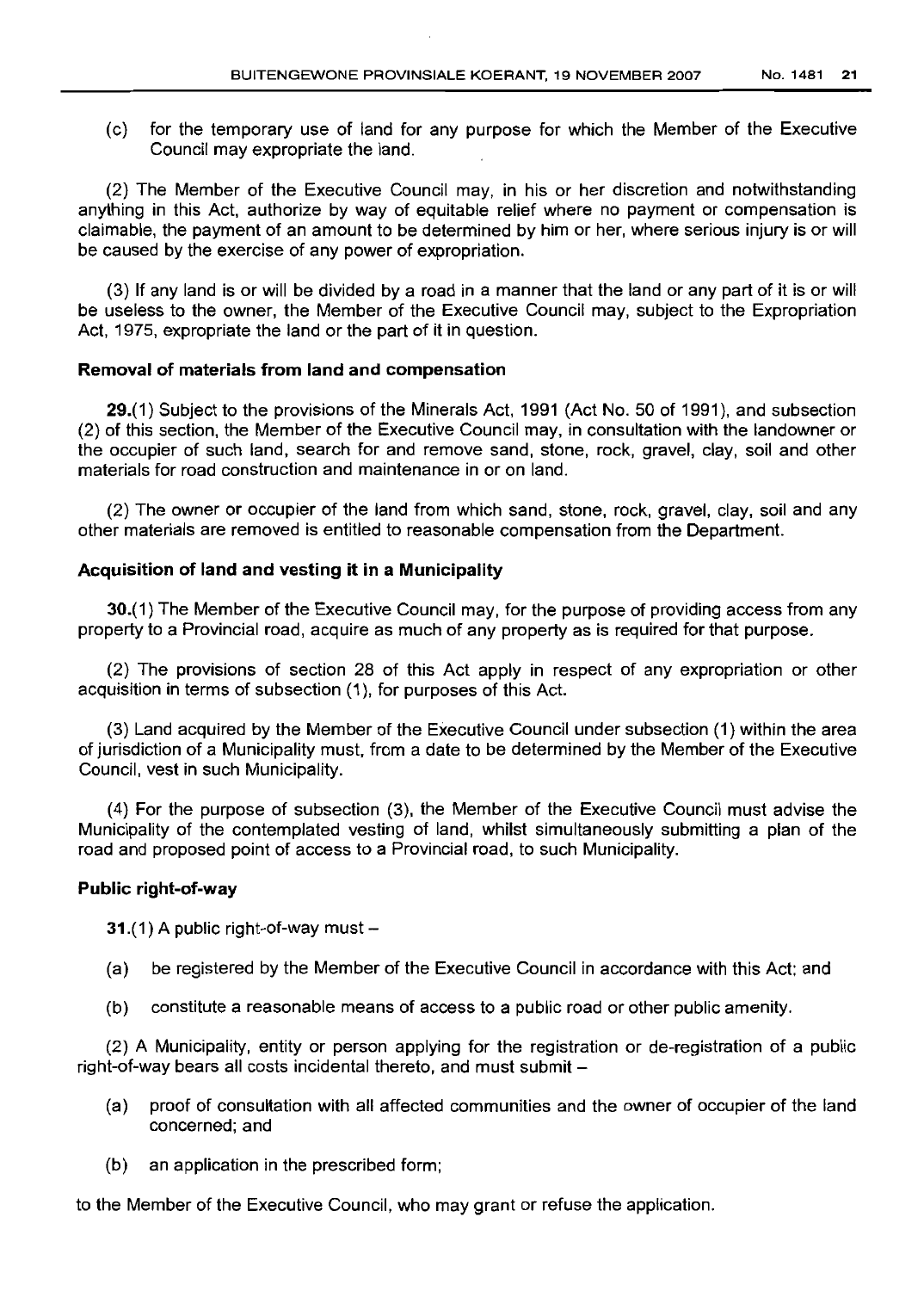(c) for the temporary use of land for any purpose for which the Member of the Executive Council may expropriate the land.

(2) The Member of the Executive Council may, in his or her discretion and notwithstanding anything in this Act, authorize by way of equitable relief where no payment or compensation is claimable, the payment of an amount to be determined by him or her, where serious injury is or will be caused by the exercise of any power of expropriation.

(3) If any land is or will be divided by a road in a manner that the land or any part of it is or will be useless to the owner, the Member of the Executive Council may, subject to the Expropriation Act, 1975, expropriate the land or the part of it in question.

**Removal of materials from land and compensation**

**29.**(1) Subject to the provisions of the Minerals Act, 1991 (Act No. 50 of 1991), and subsection (2) of this section, the Member of the Executive Council may, in consultation with the landowner or the occupier of such land, search for and remove sand, stone, rock, gravel, clay, soil and other materials for road construction and maintenance in or on land.

(2) The owner or occupier of the land from which sand, stone, rock, gravel, clay, soil and any other materials are removed is entitled to reasonable compensation from the Department.

**Acquisition of land and vesting it in a Municipality**

**30.**(1) The Member of the Executive Council may, for the purpose of providing access from any property to a Provincial road, acquire as much of any property as is required for that purpose.

(2) The provisions of section 28 of this Act apply in respect of any expropriation or other acquisition in terms of subsection (1), for purposes of this Act.

(3) Land acquired by the Member of the Executive Council under subsection (1) within the area of jurisdiction of a Municipality must, from a date to be determined by the Member of the Executive Council, vest in such Municipality.

(4) For the purpose of subsection (3), the Member of the Executive Council must advise the Municipality of the contemplated vesting of land, whilst simultaneously submitting a plan of the road and proposed point of access to a Provincial road, to such Municipality.

**Public right-of-way**

**31.**(1) A public right-of-way must –

(a) be registered by the Member of the Executive Council in accordance with this Act; and

(b) constitute a reasonable means of access to a public road or other public amenity.

(2) A Municipality, entity or person applying for the registration or de-registration of a public right-of-way bears all costs incidental thereto, and must submit –

(a) proof of consultation with all affected communities and the owner of occupier of the land concerned; and

(b) an application in the prescribed form;

to the Member of the Executive Council, who may grant or refuse the application.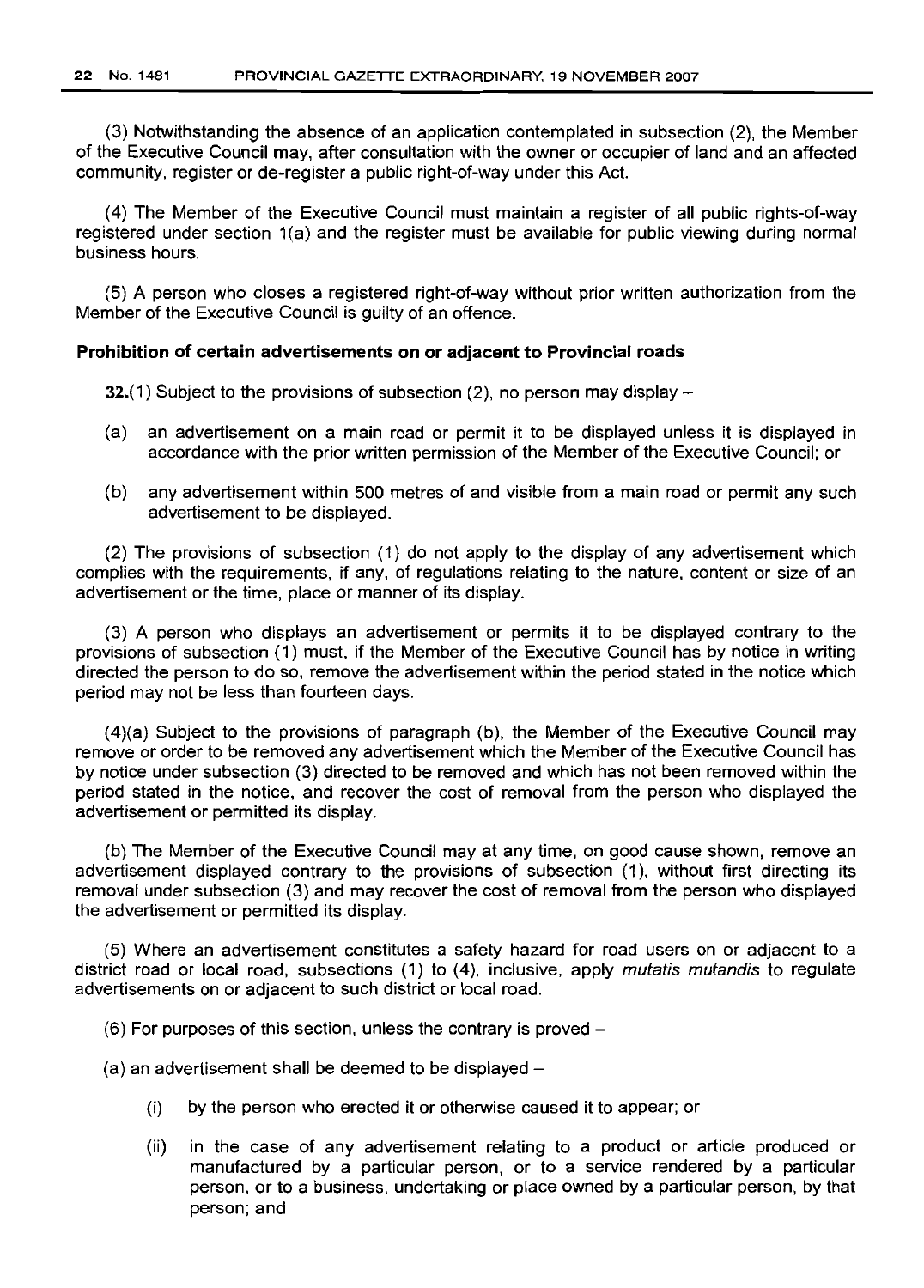(3) Notwithstanding the absence of an application contemplated in subsection (2), the Member of the Executive Council may, after consultation with the owner or occupier of land and an affected community, register or de-register a public right-of-way under this Act.

(4) The Member of the Executive Council must maintain a register of all public rights-of-way registered under section 1(a) and the register must be available for public viewing during normal business hours.

(5) A person who closes a registered right-of-way without prior written authorization from the Member of the Executive Council is guilty of an offence.

**Prohibition of certain advertisements on or adjacent to Provincial roads**

**32.**(1) Subject to the provisions of subsection (2), no person may display –

(a) an advertisement on a main road or permit it to be displayed unless it is displayed in accordance with the prior written permission of the Member of the Executive Council; or

(b) any advertisement within 500 metres of and visible from a main road or permit any such advertisement to be displayed.

(2) The provisions of subsection (1) do not apply to the display of any advertisement which complies with the requirements, if any, of regulations relating to the nature, content or size of an advertisement or the time, place or manner of its display.

(3) A person who displays an advertisement or permits it to be displayed contrary to the provisions of subsection (1) must, if the Member of the Executive Council has by notice in writing directed the person to do so, remove the advertisement within the period stated in the notice which period may not be less than fourteen days.

(4)(a) Subject to the provisions of paragraph (b), the Member of the Executive Council may remove or order to be removed any advertisement which the Member of the Executive Council has by notice under subsection (3) directed to be removed and which has not been removed within the period stated in the notice, and recover the cost of removal from the person who displayed the advertisement or permitted its display.

(b) The Member of the Executive Council may at any time, on good cause shown, remove an advertisement displayed contrary to the provisions of subsection (1), without first directing its removal under subsection (3) and may recover the cost of removal from the person who displayed the advertisement or permitted its display.

(5) Where an advertisement constitutes a safety hazard for road users on or adjacent to a district road or local road, subsections (1) to (4), inclusive, apply *mutatis mutandis* to regulate advertisements on or adjacent to such district or local road.

(6) For purposes of this section, unless the contrary is proved –

(a) an advertisement shall be deemed to be displayed –

(i) by the person who erected it or otherwise caused it to appear; or

(ii) in the case of any advertisement relating to a product or article produced or manufactured by a particular person, or to a service rendered by a particular person, or to a business, undertaking or place owned by a particular person, by that person; and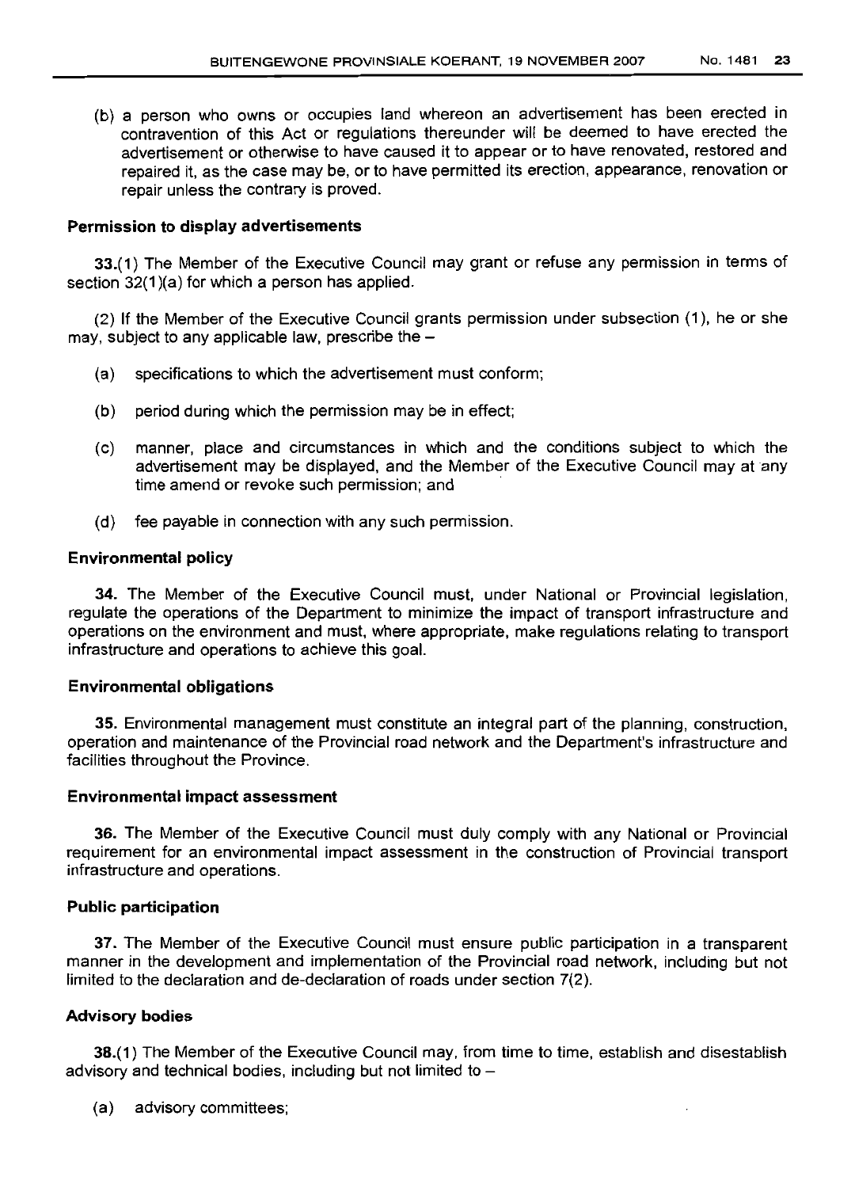(b) a person who owns or occupies land whereon an advertisement has been erected in contravention of this Act or regulations thereunder will be deemed to have erected the advertisement or otherwise to have caused it to appear or to have renovated, restored and repaired it, as the case may be, or to have permitted its erection, appearance, renovation or repair unless the contrary is proved.

**Permission to display advertisements**

**33.**(1) The Member of the Executive Council may grant or refuse any permission in terms of section 32(1)(a) for which a person has applied.

(2) If the Member of the Executive Council grants permission under subsection (1), he or she may, subject to any applicable law, prescribe the –

- (a) specifications to which the advertisement must conform;
- (b) period during which the permission may be in effect;
- (c) manner, place and circumstances in which and the conditions subject to which the advertisement may be displayed, and the Member of the Executive Council may at any time amend or revoke such permission; and
- (d) fee payable in connection with any such permission.

**Environmental policy**

**34.** The Member of the Executive Council must, under National or Provincial legislation, regulate the operations of the Department to minimize the impact of transport infrastructure and operations on the environment and must, where appropriate, make regulations relating to transport infrastructure and operations to achieve this goal.

**Environmental obligations**

**35.** Environmental management must constitute an integral part of the planning, construction, operation and maintenance of the Provincial road network and the Department's infrastructure and facilities throughout the Province.

**Environmental impact assessment**

**36.** The Member of the Executive Council must duly comply with any National or Provincial requirement for an environmental impact assessment in the construction of Provincial transport infrastructure and operations.

**Public participation**

**37.** The Member of the Executive Council must ensure public participation in a transparent manner in the development and implementation of the Provincial road network, including but not limited to the declaration and de-declaration of roads under section 7(2).

**Advisory bodies**

**38.**(1) The Member of the Executive Council may, from time to time, establish and disestablish advisory and technical bodies, including but not limited to –

- (a) advisory committees;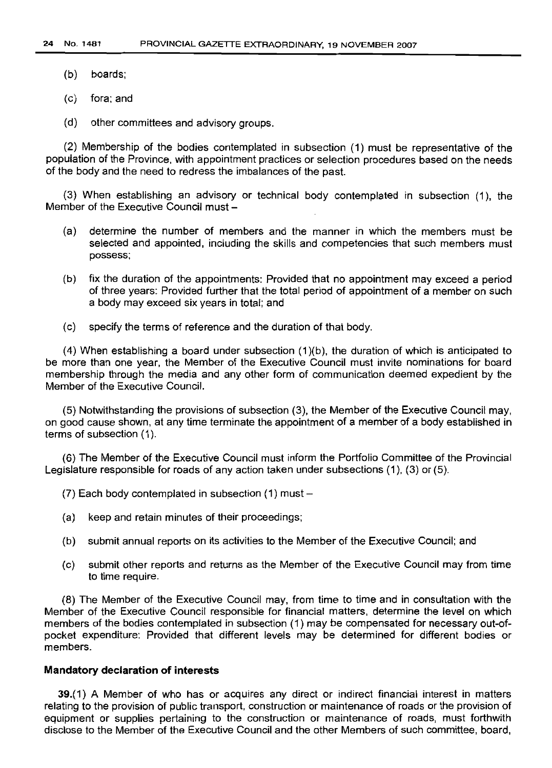(b) boards;

(c) fora; and

(d) other committees and advisory groups.

(2) Membership of the bodies contemplated in subsection (1) must be representative of the population of the Province, with appointment practices or selection procedures based on the needs of the body and the need to redress the imbalances of the past.

(3) When establishing an advisory or technical body contemplated in subsection (1), the Member of the Executive Council must –

(a) determine the number of members and the manner in which the members must be selected and appointed, including the skills and competencies that such members must possess;

(b) fix the duration of the appointments: Provided that no appointment may exceed a period of three years: Provided further that the total period of appointment of a member on such a body may exceed six years in total; and

(c) specify the terms of reference and the duration of that body.

(4) When establishing a board under subsection (1)(b), the duration of which is anticipated to be more than one year, the Member of the Executive Council must invite nominations for board membership through the media and any other form of communication deemed expedient by the Member of the Executive Council.

(5) Notwithstanding the provisions of subsection (3), the Member of the Executive Council may, on good cause shown, at any time terminate the appointment of a member of a body established in terms of subsection (1).

(6) The Member of the Executive Council must inform the Portfolio Committee of the Provincial Legislature responsible for roads of any action taken under subsections (1), (3) or (5).

(7) Each body contemplated in subsection (1) must –

(a) keep and retain minutes of their proceedings;

(b) submit annual reports on its activities to the Member of the Executive Council; and

(c) submit other reports and returns as the Member of the Executive Council may from time to time require.

(8) The Member of the Executive Council may, from time to time and in consultation with the Member of the Executive Council responsible for financial matters, determine the level on which members of the bodies contemplated in subsection (1) may be compensated for necessary out-of-pocket expenditure: Provided that different levels may be determined for different bodies or members.

**Mandatory declaration of interests**

**39.**(1) A Member of who has or acquires any direct or indirect financial interest in matters relating to the provision of public transport, construction or maintenance of roads or the provision of equipment or supplies pertaining to the construction or maintenance of roads, must forthwith disclose to the Member of the Executive Council and the other Members of such committee, board,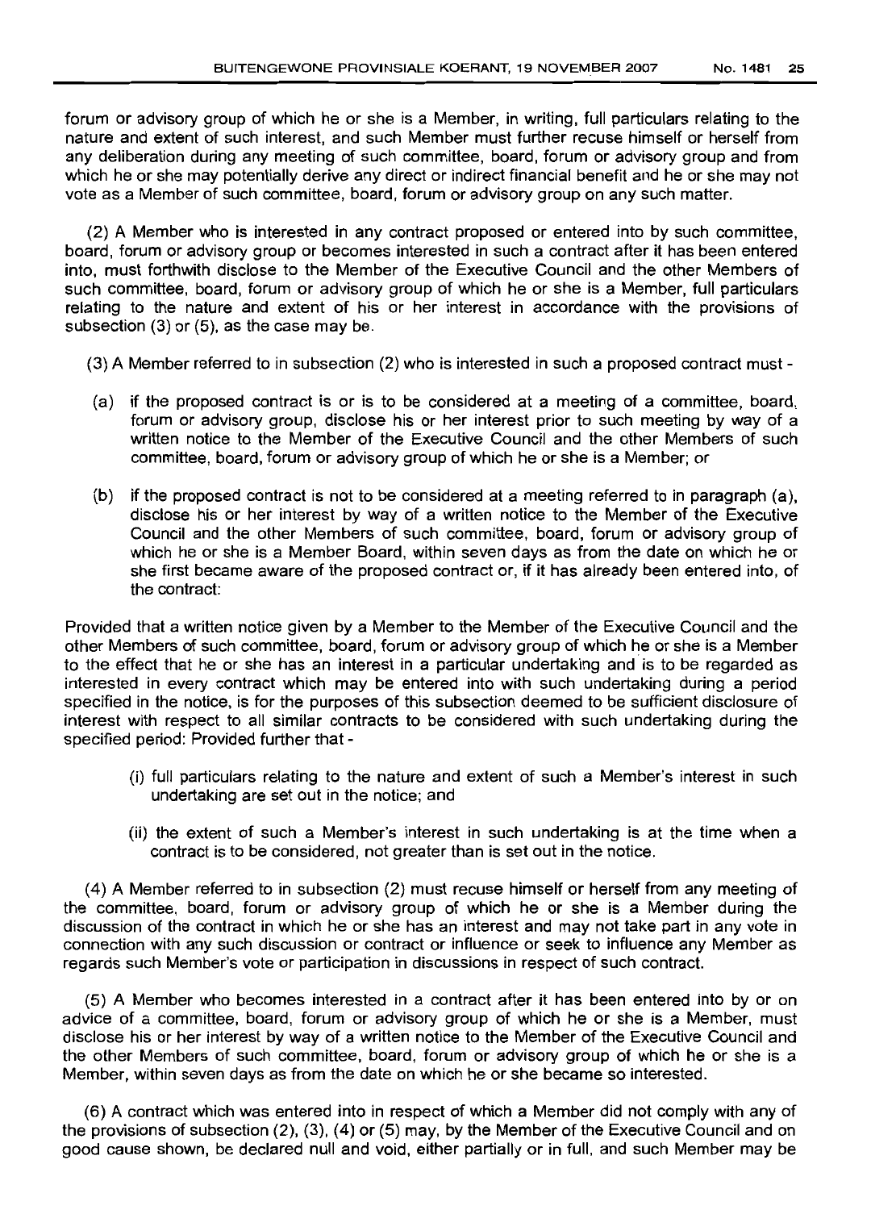forum or advisory group of which he or she is a Member, in writing, full particulars relating to the nature and extent of such interest, and such Member must further recuse himself or herself from any deliberation during any meeting of such committee, board, forum or advisory group and from which he or she may potentially derive any direct or indirect financial benefit and he or she may not vote as a Member of such committee, board, forum or advisory group on any such matter.

(2) A Member who is interested in any contract proposed or entered into by such committee, board, forum or advisory group or becomes interested in such a contract after it has been entered into, must forthwith disclose to the Member of the Executive Council and the other Members of such committee, board, forum or advisory group of which he or she is a Member, full particulars relating to the nature and extent of his or her interest in accordance with the provisions of subsection (3) or (5), as the case may be.

(3) A Member referred to in subsection (2) who is interested in such a proposed contract must -

(a) if the proposed contract is or is to be considered at a meeting of a committee, board, forum or advisory group, disclose his or her interest prior to such meeting by way of a written notice to the Member of the Executive Council and the other Members of such committee, board, forum or advisory group of which he or she is a Member; or

(b) if the proposed contract is not to be considered at a meeting referred to in paragraph (a), disclose his or her interest by way of a written notice to the Member of the Executive Council and the other Members of such committee, board, forum or advisory group of which he or she is a Member Board, within seven days as from the date on which he or she first became aware of the proposed contract or, if it has already been entered into, of the contract:

Provided that a written notice given by a Member to the Member of the Executive Council and the other Members of such committee, board, forum or advisory group of which he or she is a Member to the effect that he or she has an interest in a particular undertaking and is to be regarded as interested in every contract which may be entered into with such undertaking during a period specified in the notice, is for the purposes of this subsection deemed to be sufficient disclosure of interest with respect to all similar contracts to be considered with such undertaking during the specified period: Provided further that -

(i) full particulars relating to the nature and extent of such a Member's interest in such undertaking are set out in the notice; and

(ii) the extent of such a Member's interest in such undertaking is at the time when a contract is to be considered, not greater than is set out in the notice.

(4) A Member referred to in subsection (2) must recuse himself or herself from any meeting of the committee, board, forum or advisory group of which he or she is a Member during the discussion of the contract in which he or she has an interest and may not take part in any vote in connection with any such discussion or contract or influence or seek to influence any Member as regards such Member's vote or participation in discussions in respect of such contract.

(5) A Member who becomes interested in a contract after it has been entered into by or on advice of a committee, board, forum or advisory group of which he or she is a Member, must disclose his or her interest by way of a written notice to the Member of the Executive Council and the other Members of such committee, board, forum or advisory group of which he or she is a Member, within seven days as from the date on which he or she became so interested.

(6) A contract which was entered into in respect of which a Member did not comply with any of the provisions of subsection (2), (3), (4) or (5) may, by the Member of the Executive Council and on good cause shown, be declared null and void, either partially or in full, and such Member may be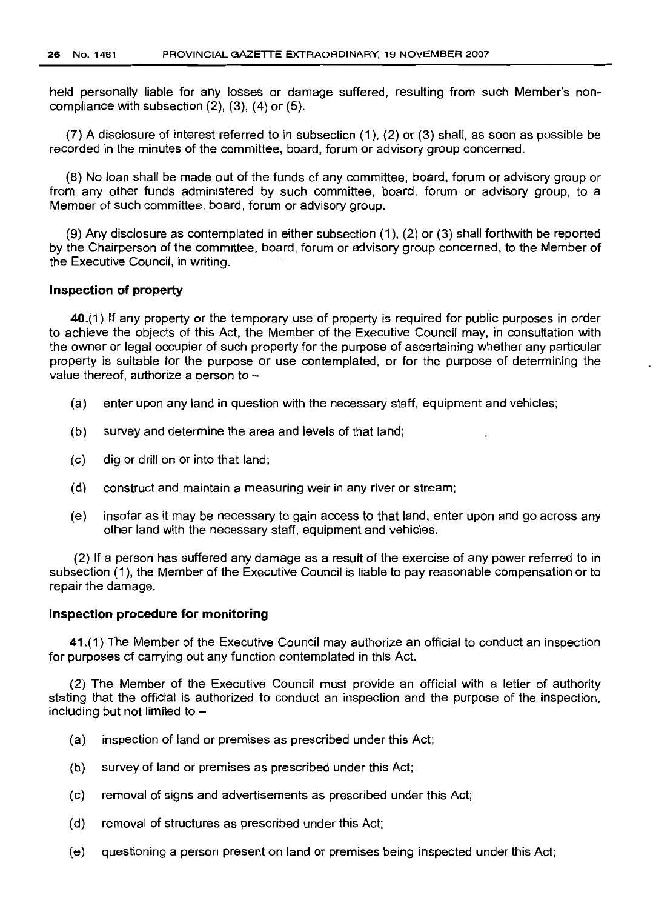held personally liable for any losses or damage suffered, resulting from such Member's non-compliance with subsection (2), (3), (4) or (5).

(7) A disclosure of interest referred to in subsection (1), (2) or (3) shall, as soon as possible be recorded in the minutes of the committee, board, forum or advisory group concerned.

(8) No loan shall be made out of the funds of any committee, board, forum or advisory group or from any other funds administered by such committee, board, forum or advisory group, to a Member of such committee, board, forum or advisory group.

(9) Any disclosure as contemplated in either subsection (1), (2) or (3) shall forthwith be reported by the Chairperson of the committee, board, forum or advisory group concerned, to the Member of the Executive Council, in writing.

**Inspection of property**

**40.**(1) If any property or the temporary use of property is required for public purposes in order to achieve the objects of this Act, the Member of the Executive Council may, in consultation with the owner or legal occupier of such property for the purpose of ascertaining whether any particular property is suitable for the purpose or use contemplated, or for the purpose of determining the value thereof, authorize a person to –

(a) enter upon any land in question with the necessary staff, equipment and vehicles;

(b) survey and determine the area and levels of that land;

(c) dig or drill on or into that land;

(d) construct and maintain a measuring weir in any river or stream;

(e) insofar as it may be necessary to gain access to that land, enter upon and go across any other land with the necessary staff, equipment and vehicles.

(2) If a person has suffered any damage as a result of the exercise of any power referred to in subsection (1), the Member of the Executive Council is liable to pay reasonable compensation or to repair the damage.

**Inspection procedure for monitoring**

**41.**(1) The Member of the Executive Council may authorize an official to conduct an inspection for purposes of carrying out any function contemplated in this Act.

(2) The Member of the Executive Council must provide an official with a letter of authority stating that the official is authorized to conduct an inspection and the purpose of the inspection, including but not limited to –

(a) inspection of land or premises as prescribed under this Act;

(b) survey of land or premises as prescribed under this Act;

(c) removal of signs and advertisements as prescribed under this Act;

(d) removal of structures as prescribed under this Act;

(e) questioning a person present on land or premises being inspected under this Act;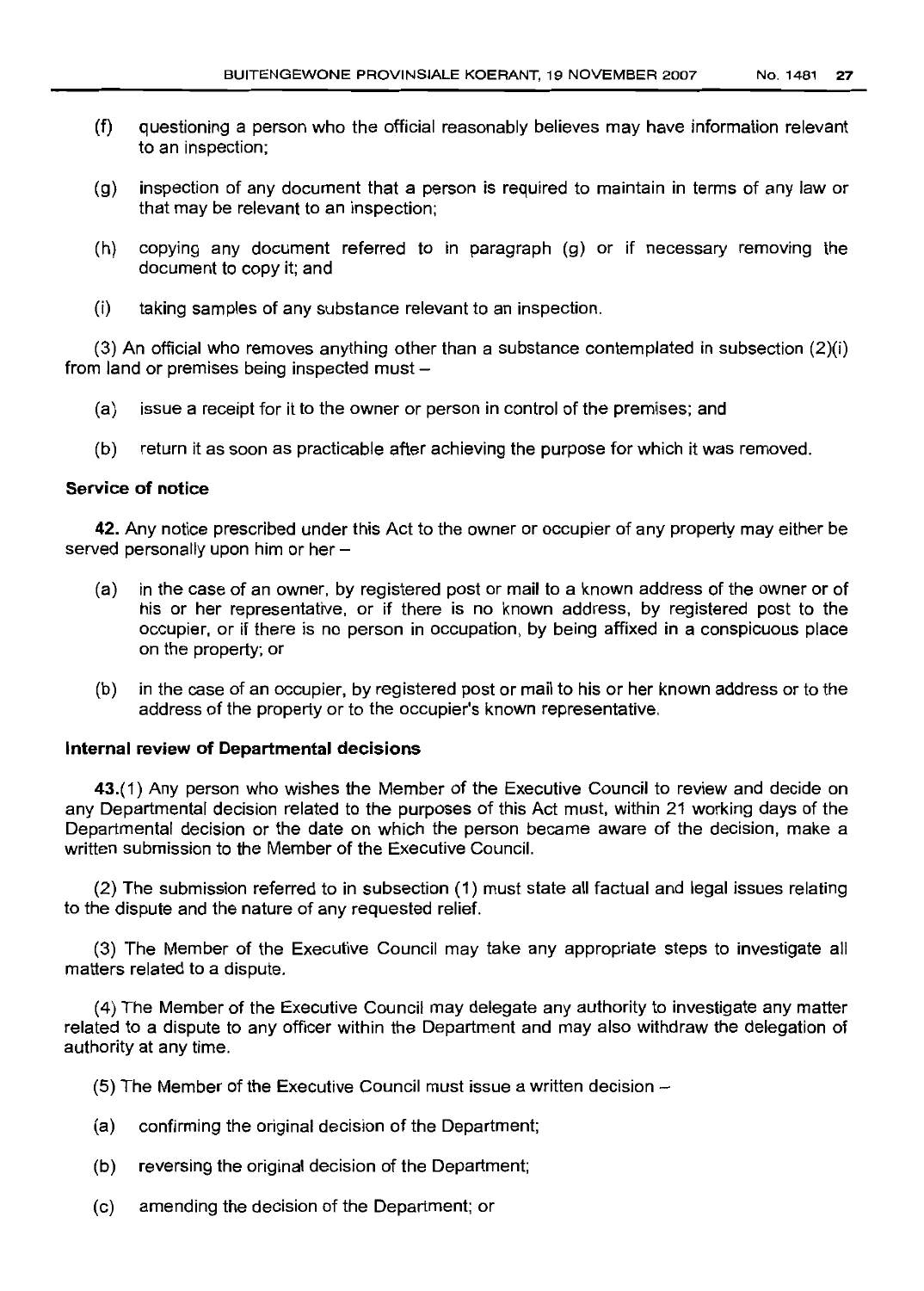(f) questioning a person who the official reasonably believes may have information relevant to an inspection;

(g) inspection of any document that a person is required to maintain in terms of any law or that may be relevant to an inspection;

(h) copying any document referred to in paragraph (g) or if necessary removing the document to copy it; and

(i) taking samples of any substance relevant to an inspection.

(3) An official who removes anything other than a substance contemplated in subsection (2)(i) from land or premises being inspected must –

(a) issue a receipt for it to the owner or person in control of the premises; and

(b) return it as soon as practicable after achieving the purpose for which it was removed.

**Service of notice**

**42.** Any notice prescribed under this Act to the owner or occupier of any property may either be served personally upon him or her –

(a) in the case of an owner, by registered post or mail to a known address of the owner or of his or her representative, or if there is no known address, by registered post to the occupier, or if there is no person in occupation, by being affixed in a conspicuous place on the property; or

(b) in the case of an occupier, by registered post or mail to his or her known address or to the address of the property or to the occupier's known representative.

**Internal review of Departmental decisions**

**43.**(1) Any person who wishes the Member of the Executive Council to review and decide on any Departmental decision related to the purposes of this Act must, within 21 working days of the Departmental decision or the date on which the person became aware of the decision, make a written submission to the Member of the Executive Council.

(2) The submission referred to in subsection (1) must state all factual and legal issues relating to the dispute and the nature of any requested relief.

(3) The Member of the Executive Council may take any appropriate steps to investigate all matters related to a dispute.

(4) The Member of the Executive Council may delegate any authority to investigate any matter related to a dispute to any officer within the Department and may also withdraw the delegation of authority at any time.

(5) The Member of the Executive Council must issue a written decision –

(a) confirming the original decision of the Department;

(b) reversing the original decision of the Department;

(c) amending the decision of the Department; or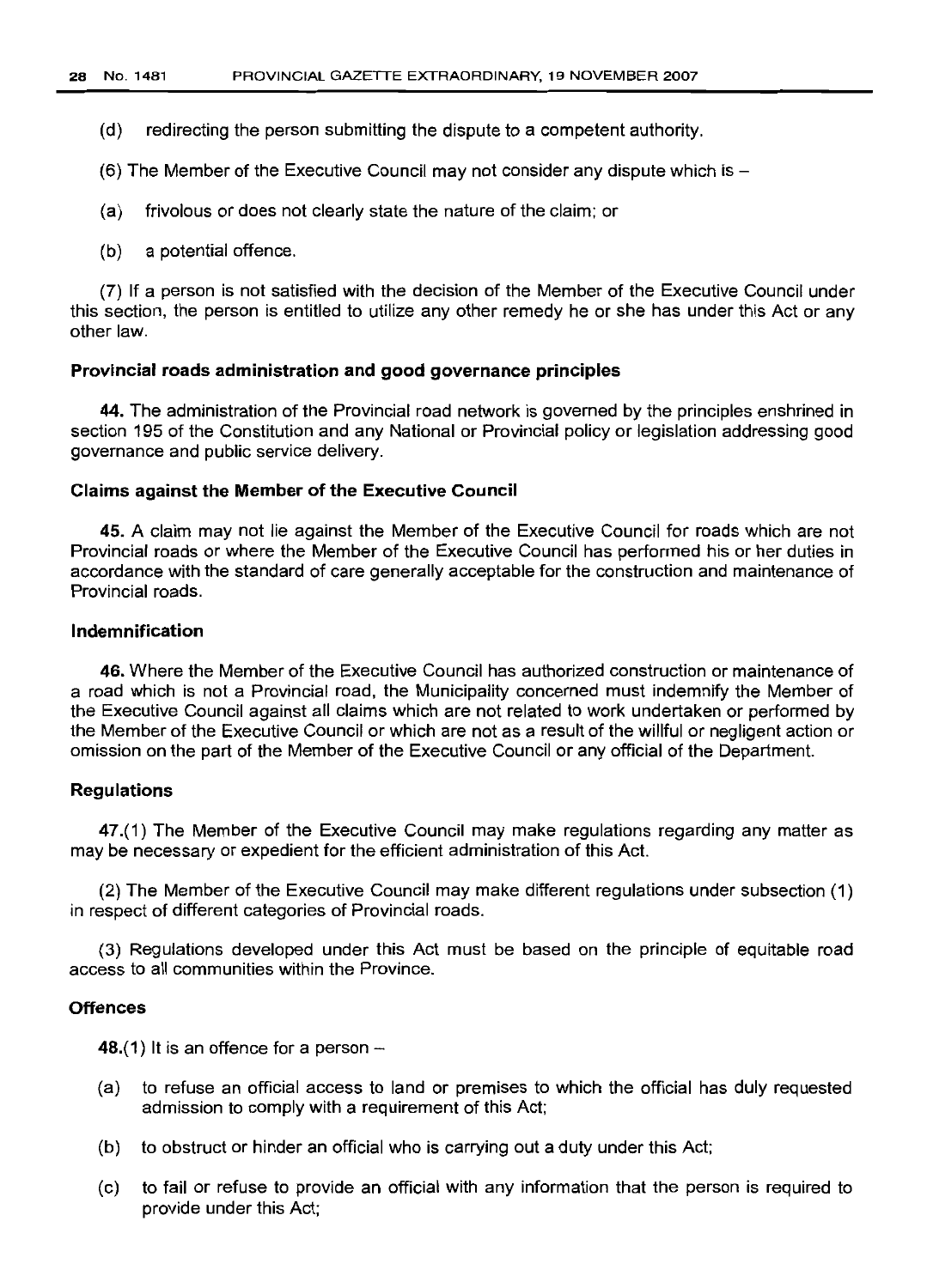(d) redirecting the person submitting the dispute to a competent authority.

(6) The Member of the Executive Council may not consider any dispute which is –

(a) frivolous or does not clearly state the nature of the claim; or

(b) a potential offence.

(7) If a person is not satisfied with the decision of the Member of the Executive Council under this section, the person is entitled to utilize any other remedy he or she has under this Act or any other law.

**Provincial roads administration and good governance principles**

**44.** The administration of the Provincial road network is governed by the principles enshrined in section 195 of the Constitution and any National or Provincial policy or legislation addressing good governance and public service delivery.

**Claims against the Member of the Executive Council**

**45.** A claim may not lie against the Member of the Executive Council for roads which are not Provincial roads or where the Member of the Executive Council has performed his or her duties in accordance with the standard of care generally acceptable for the construction and maintenance of Provincial roads.

**Indemnification**

**46.** Where the Member of the Executive Council has authorized construction or maintenance of a road which is not a Provincial road, the Municipality concerned must indemnify the Member of the Executive Council against all claims which are not related to work undertaken or performed by the Member of the Executive Council or which are not as a result of the willful or negligent action or omission on the part of the Member of the Executive Council or any official of the Department.

**Regulations**

**47.**(1) The Member of the Executive Council may make regulations regarding any matter as may be necessary or expedient for the efficient administration of this Act.

(2) The Member of the Executive Council may make different regulations under subsection (1) in respect of different categories of Provincial roads.

(3) Regulations developed under this Act must be based on the principle of equitable road access to all communities within the Province.

**Offences**

**48.**(1) It is an offence for a person –

(a) to refuse an official access to land or premises to which the official has duly requested admission to comply with a requirement of this Act;

(b) to obstruct or hinder an official who is carrying out a duty under this Act;

(c) to fail or refuse to provide an official with any information that the person is required to provide under this Act;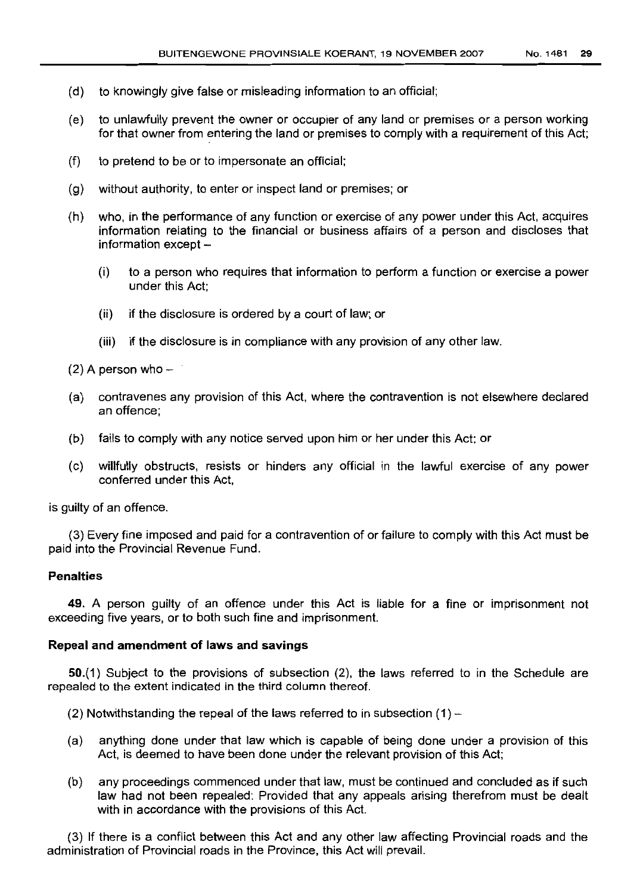(d) to knowingly give false or misleading information to an official;

(e) to unlawfully prevent the owner or occupier of any land or premises or a person working for that owner from entering the land or premises to comply with a requirement of this Act;

(f) to pretend to be or to impersonate an official;

(g) without authority, to enter or inspect land or premises; or

(h) who, in the performance of any function or exercise of any power under this Act, acquires information relating to the financial or business affairs of a person and discloses that information except –

(i) to a person who requires that information to perform a function or exercise a power under this Act;

(ii) if the disclosure is ordered by a court of law; or

(iii) if the disclosure is in compliance with any provision of any other law.

(2) A person who –

(a) contravenes any provision of this Act, where the contravention is not elsewhere declared an offence;

(b) fails to comply with any notice served upon him or her under this Act; or

(c) willfully obstructs, resists or hinders any official in the lawful exercise of any power conferred under this Act,

is guilty of an offence.

(3) Every fine imposed and paid for a contravention of or failure to comply with this Act must be paid into the Provincial Revenue Fund.

**Penalties**

**49.** A person guilty of an offence under this Act is liable for a fine or imprisonment not exceeding five years, or to both such fine and imprisonment.

**Repeal and amendment of laws and savings**

**50.**(1) Subject to the provisions of subsection (2), the laws referred to in the Schedule are repealed to the extent indicated in the third column thereof.

(2) Notwithstanding the repeal of the laws referred to in subsection (1) –

(a) anything done under that law which is capable of being done under a provision of this Act, is deemed to have been done under the relevant provision of this Act;

(b) any proceedings commenced under that law, must be continued and concluded as if such law had not been repealed: Provided that any appeals arising therefrom must be dealt with in accordance with the provisions of this Act.

(3) If there is a conflict between this Act and any other law affecting Provincial roads and the administration of Provincial roads in the Province, this Act will prevail.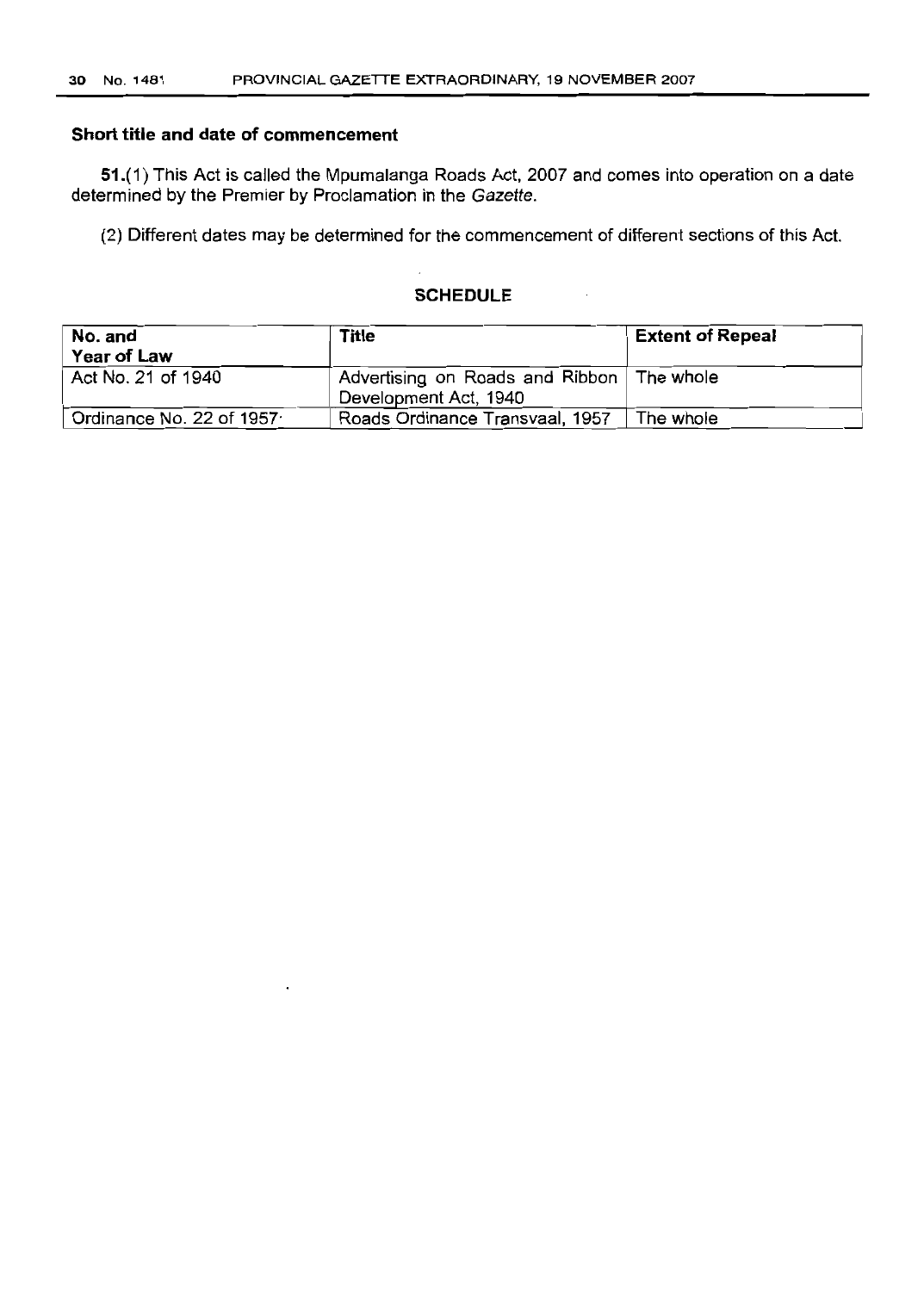**Short title and date of commencement**

**51.**(1) This Act is called the Mpumalanga Roads Act, 2007 and comes into operation on a date determined by the Premier by Proclamation in the *Gazette*.

(2) Different dates may be determined for the commencement of different sections of this Act.

**SCHEDULE**

| **No. and Year of Law** | **Title** | **Extent of Repeal** |
|---|---|---|
| Act No. 21 of 1940 | Advertising on Roads and Ribbon Development Act, 1940 | The whole |
| Ordinance No. 22 of 1957 | Roads Ordinance Transvaal, 1957 | The whole |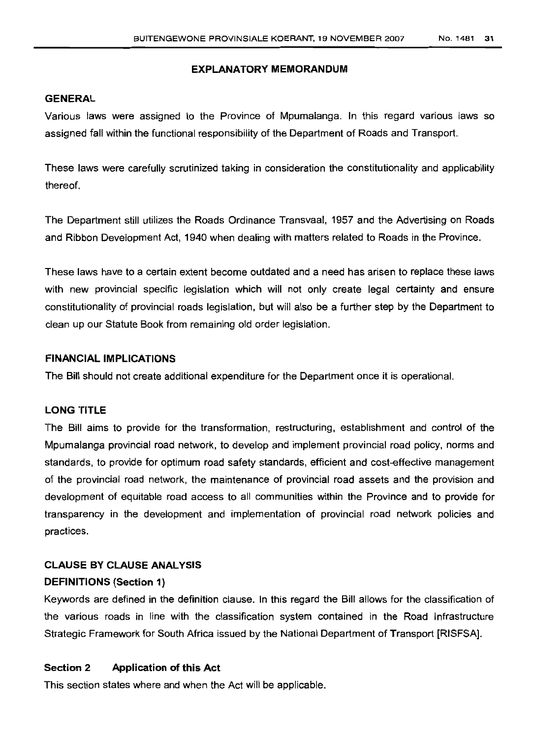## EXPLANATORY MEMORANDUM

### GENERAL

Various laws were assigned to the Province of Mpumalanga. In this regard various laws so assigned fall within the functional responsibility of the Department of Roads and Transport.

These laws were carefully scrutinized taking in consideration the constitutionality and applicability thereof.

The Department still utilizes the Roads Ordinance Transvaal, 1957 and the Advertising on Roads and Ribbon Development Act, 1940 when dealing with matters related to Roads in the Province.

These laws have to a certain extent become outdated and a need has arisen to replace these laws with new provincial specific legislation which will not only create legal certainty and ensure constitutionality of provincial roads legislation, but will also be a further step by the Department to clean up our Statute Book from remaining old order legislation.

### FINANCIAL IMPLICATIONS

The Bill should not create additional expenditure for the Department once it is operational.

### LONG TITLE

The Bill aims to provide for the transformation, restructuring, establishment and control of the Mpumalanga provincial road network, to develop and implement provincial road policy, norms and standards, to provide for optimum road safety standards, efficient and cost-effective management of the provincial road network, the maintenance of provincial road assets and the provision and development of equitable road access to all communities within the Province and to provide for transparency in the development and implementation of provincial road network policies and practices.

### CLAUSE BY CLAUSE ANALYSIS

### DEFINITIONS (Section 1)

Keywords are defined in the definition clause. In this regard the Bill allows for the classification of the various roads in line with the classification system contained in the Road Infrastructure Strategic Framework for South Africa issued by the National Department of Transport [RISFSA].

### Section 2 Application of this Act

This section states where and when the Act will be applicable.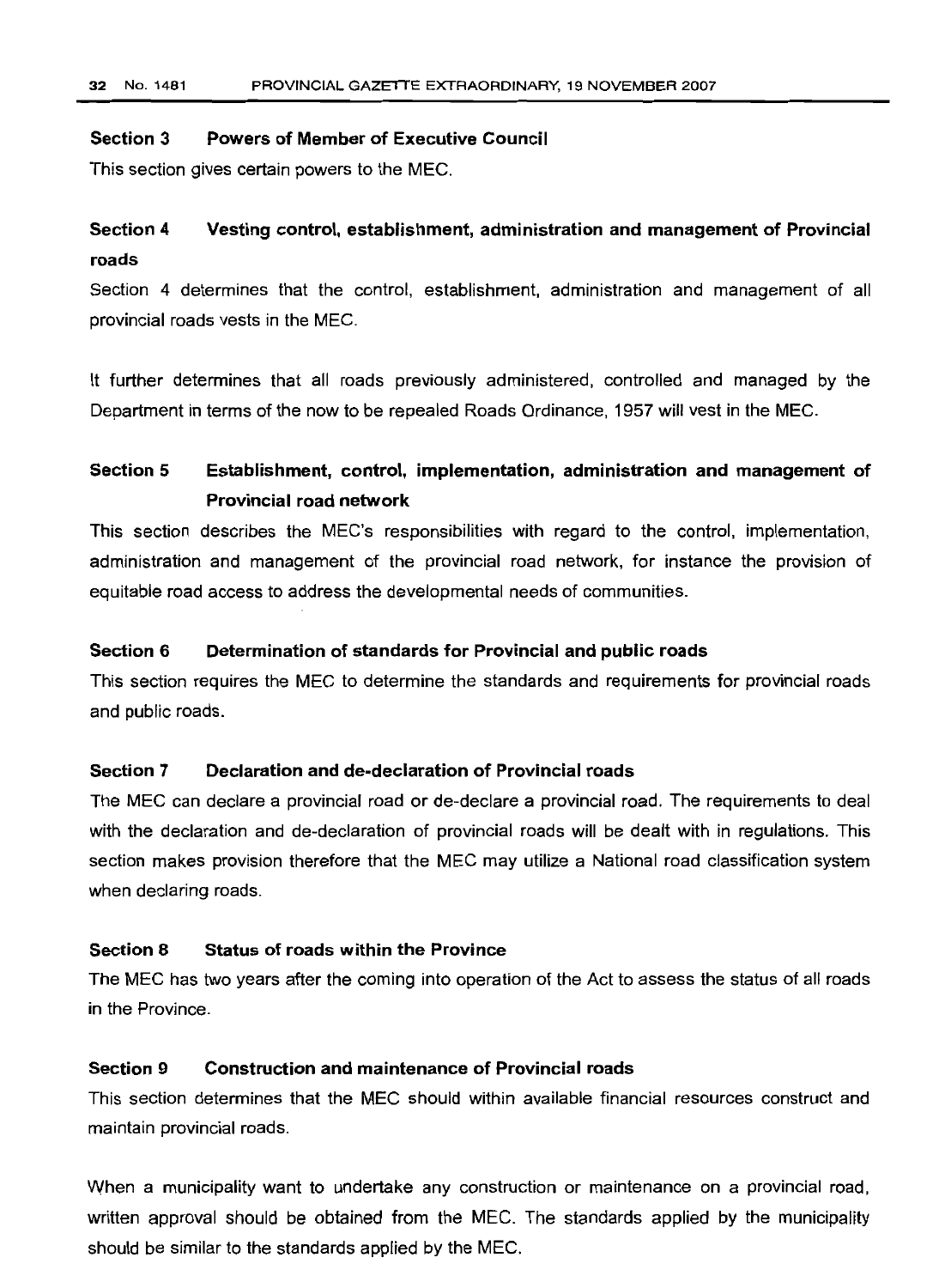### Section 3 Powers of Member of Executive Council

This section gives certain powers to the MEC.

### Section 4 Vesting control, establishment, administration and management of Provincial roads

Section 4 determines that the control, establishment, administration and management of all provincial roads vests in the MEC.

It further determines that all roads previously administered, controlled and managed by the Department in terms of the now to be repealed Roads Ordinance, 1957 will vest in the MEC.

### Section 5 Establishment, control, implementation, administration and management of Provincial road network

This section describes the MEC's responsibilities with regard to the control, implementation, administration and management of the provincial road network, for instance the provision of equitable road access to address the developmental needs of communities.

### Section 6 Determination of standards for Provincial and public roads

This section requires the MEC to determine the standards and requirements for provincial roads and public roads.

### Section 7 Declaration and de-declaration of Provincial roads

The MEC can declare a provincial road or de-declare a provincial road. The requirements to deal with the declaration and de-declaration of provincial roads will be dealt with in regulations. This section makes provision therefore that the MEC may utilize a National road classification system when declaring roads.

### Section 8 Status of roads within the Province

The MEC has two years after the coming into operation of the Act to assess the status of all roads in the Province.

### Section 9 Construction and maintenance of Provincial roads

This section determines that the MEC should within available financial resources construct and maintain provincial roads.

When a municipality want to undertake any construction or maintenance on a provincial road, written approval should be obtained from the MEC. The standards applied by the municipality should be similar to the standards applied by the MEC.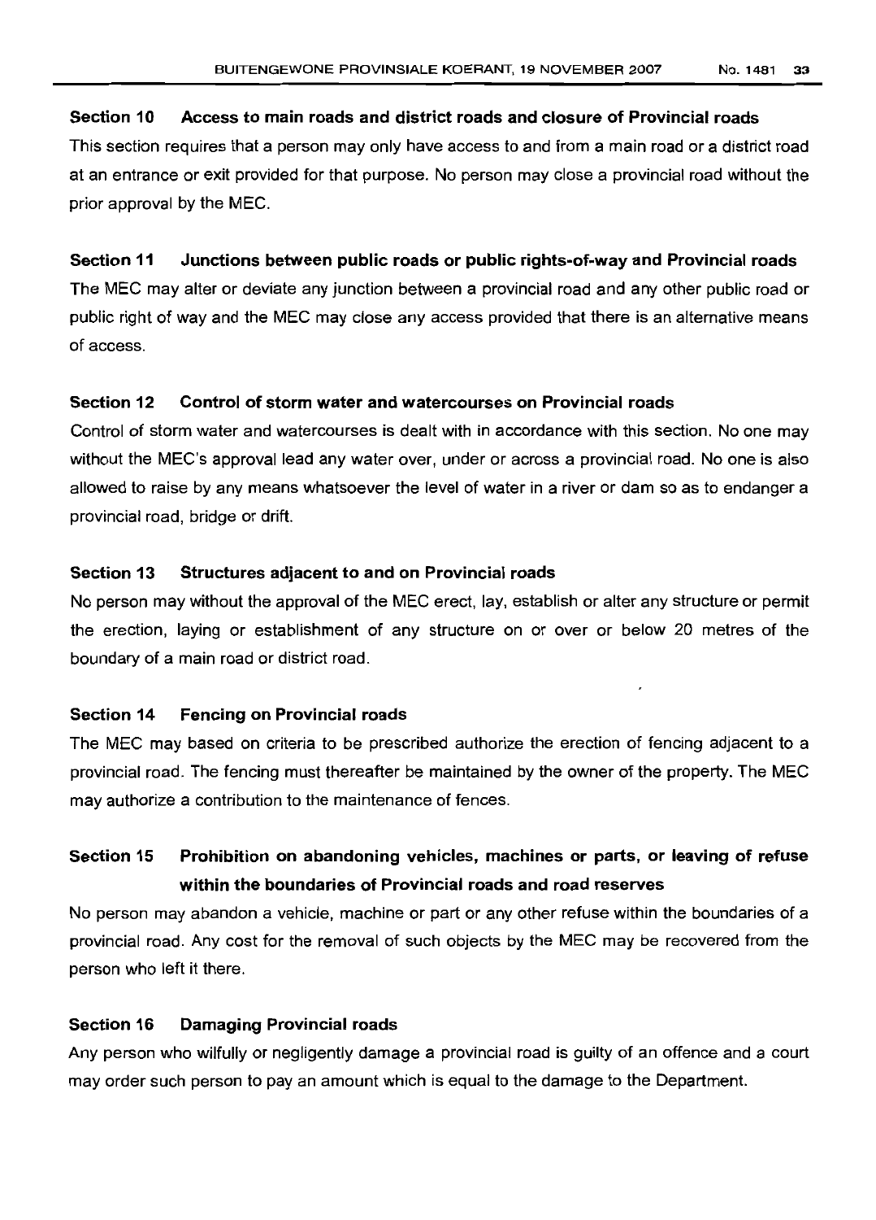### Section 10 Access to main roads and district roads and closure of Provincial roads

This section requires that a person may only have access to and from a main road or a district road at an entrance or exit provided for that purpose. No person may close a provincial road without the prior approval by the MEC.

### Section 11 Junctions between public roads or public rights-of-way and Provincial roads

The MEC may alter or deviate any junction between a provincial road and any other public road or public right of way and the MEC may close any access provided that there is an alternative means of access.

### Section 12 Control of storm water and watercourses on Provincial roads

Control of storm water and watercourses is dealt with in accordance with this section. No one may without the MEC's approval lead any water over, under or across a provincial road. No one is also allowed to raise by any means whatsoever the level of water in a river or dam so as to endanger a provincial road, bridge or drift.

### Section 13 Structures adjacent to and on Provincial roads

No person may without the approval of the MEC erect, lay, establish or alter any structure or permit the erection, laying or establishment of any structure on or over or below 20 metres of the boundary of a main road or district road.

### Section 14 Fencing on Provincial roads

The MEC may based on criteria to be prescribed authorize the erection of fencing adjacent to a provincial road. The fencing must thereafter be maintained by the owner of the property. The MEC may authorize a contribution to the maintenance of fences.

### Section 15 Prohibition on abandoning vehicles, machines or parts, or leaving of refuse within the boundaries of Provincial roads and road reserves

No person may abandon a vehicle, machine or part or any other refuse within the boundaries of a provincial road. Any cost for the removal of such objects by the MEC may be recovered from the person who left it there.

### Section 16 Damaging Provincial roads

Any person who wilfully or negligently damage a provincial road is guilty of an offence and a court may order such person to pay an amount which is equal to the damage to the Department.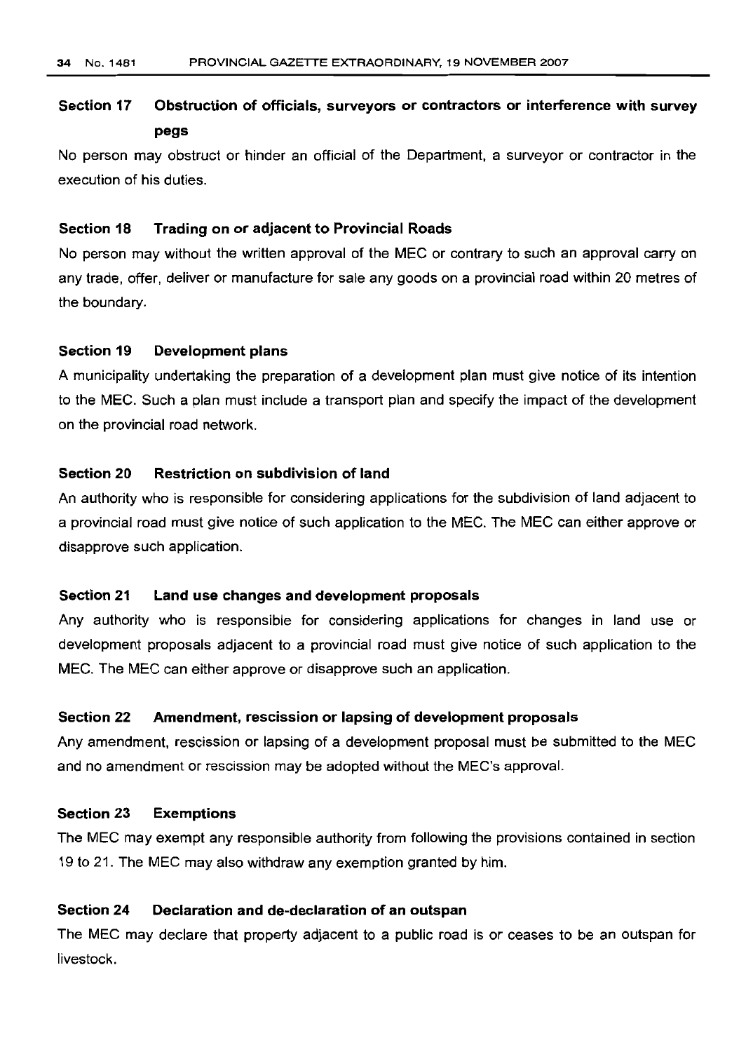### Section 17 Obstruction of officials, surveyors or contractors or interference with survey pegs

No person may obstruct or hinder an official of the Department, a surveyor or contractor in the execution of his duties.

### Section 18 Trading on or adjacent to Provincial Roads

No person may without the written approval of the MEC or contrary to such an approval carry on any trade, offer, deliver or manufacture for sale any goods on a provincial road within 20 metres of the boundary.

### Section 19 Development plans

A municipality undertaking the preparation of a development plan must give notice of its intention to the MEC. Such a plan must include a transport plan and specify the impact of the development on the provincial road network.

### Section 20 Restriction on subdivision of land

An authority who is responsible for considering applications for the subdivision of land adjacent to a provincial road must give notice of such application to the MEC. The MEC can either approve or disapprove such application.

### Section 21 Land use changes and development proposals

Any authority who is responsible for considering applications for changes in land use or development proposals adjacent to a provincial road must give notice of such application to the MEC. The MEC can either approve or disapprove such an application.

### Section 22 Amendment, rescission or lapsing of development proposals

Any amendment, rescission or lapsing of a development proposal must be submitted to the MEC and no amendment or rescission may be adopted without the MEC's approval.

### Section 23 Exemptions

The MEC may exempt any responsible authority from following the provisions contained in section 19 to 21. The MEC may also withdraw any exemption granted by him.

### Section 24 Declaration and de-declaration of an outspan

The MEC may declare that property adjacent to a public road is or ceases to be an outspan for livestock.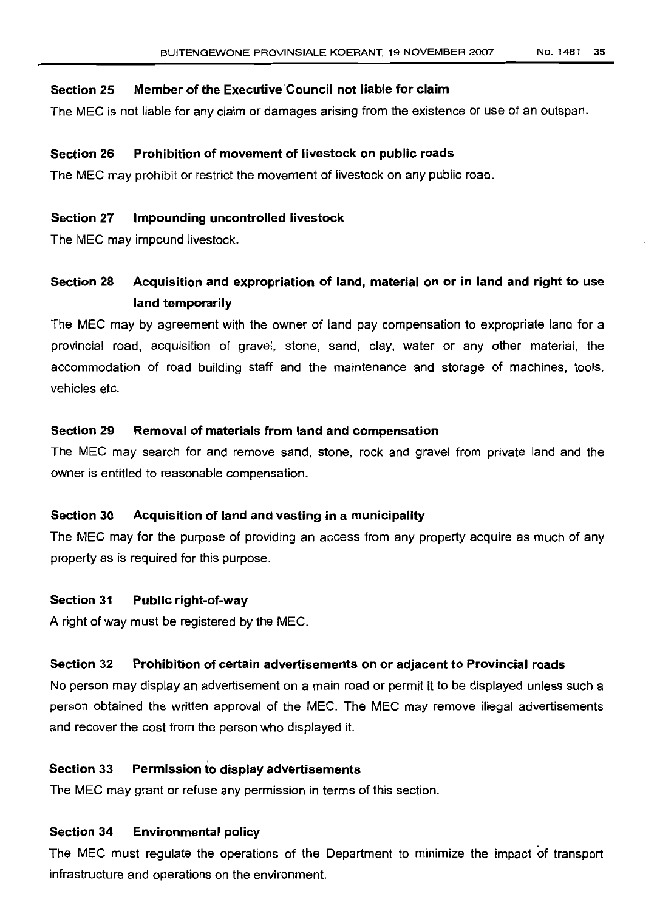### Section 25 Member of the Executive Council not liable for claim

The MEC is not liable for any claim or damages arising from the existence or use of an outspan.

### Section 26 Prohibition of movement of livestock on public roads

The MEC may prohibit or restrict the movement of livestock on any public road.

### Section 27 Impounding uncontrolled livestock

The MEC may impound livestock.

### Section 28 Acquisition and expropriation of land, material on or in land and right to use land temporarily

The MEC may by agreement with the owner of land pay compensation to expropriate land for a provincial road, acquisition of gravel, stone, sand, clay, water or any other material, the accommodation of road building staff and the maintenance and storage of machines, tools, vehicles etc.

### Section 29 Removal of materials from land and compensation

The MEC may search for and remove sand, stone, rock and gravel from private land and the owner is entitled to reasonable compensation.

### Section 30 Acquisition of land and vesting in a municipality

The MEC may for the purpose of providing an access from any property acquire as much of any property as is required for this purpose.

### Section 31 Public right-of-way

A right of way must be registered by the MEC.

### Section 32 Prohibition of certain advertisements on or adjacent to Provincial roads

No person may display an advertisement on a main road or permit it to be displayed unless such a person obtained the written approval of the MEC. The MEC may remove illegal advertisements and recover the cost from the person who displayed it.

### Section 33 Permission to display advertisements

The MEC may grant or refuse any permission in terms of this section.

### Section 34 Environmental policy

The MEC must regulate the operations of the Department to minimize the impact of transport infrastructure and operations on the environment.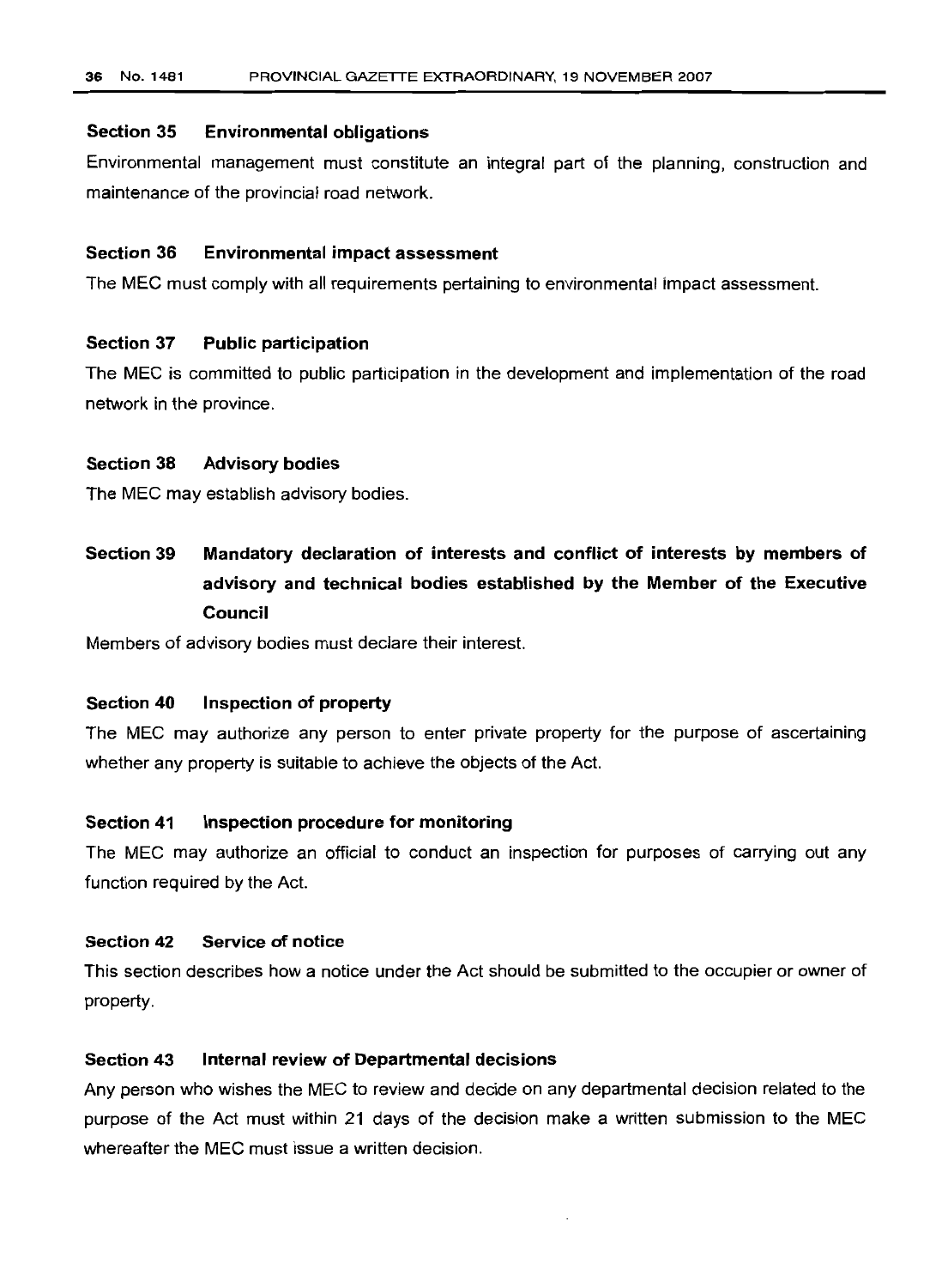### Section 35 Environmental obligations

Environmental management must constitute an integral part of the planning, construction and maintenance of the provincial road network.

### Section 36 Environmental impact assessment

The MEC must comply with all requirements pertaining to environmental impact assessment.

### Section 37 Public participation

The MEC is committed to public participation in the development and implementation of the road network in the province.

### Section 38 Advisory bodies

The MEC may establish advisory bodies.

### Section 39 Mandatory declaration of interests and conflict of interests by members of advisory and technical bodies established by the Member of the Executive Council

Members of advisory bodies must declare their interest.

### Section 40 Inspection of property

The MEC may authorize any person to enter private property for the purpose of ascertaining whether any property is suitable to achieve the objects of the Act.

### Section 41 Inspection procedure for monitoring

The MEC may authorize an official to conduct an inspection for purposes of carrying out any function required by the Act.

### Section 42 Service of notice

This section describes how a notice under the Act should be submitted to the occupier or owner of property.

### Section 43 Internal review of Departmental decisions

Any person who wishes the MEC to review and decide on any departmental decision related to the purpose of the Act must within 21 days of the decision make a written submission to the MEC whereafter the MEC must issue a written decision.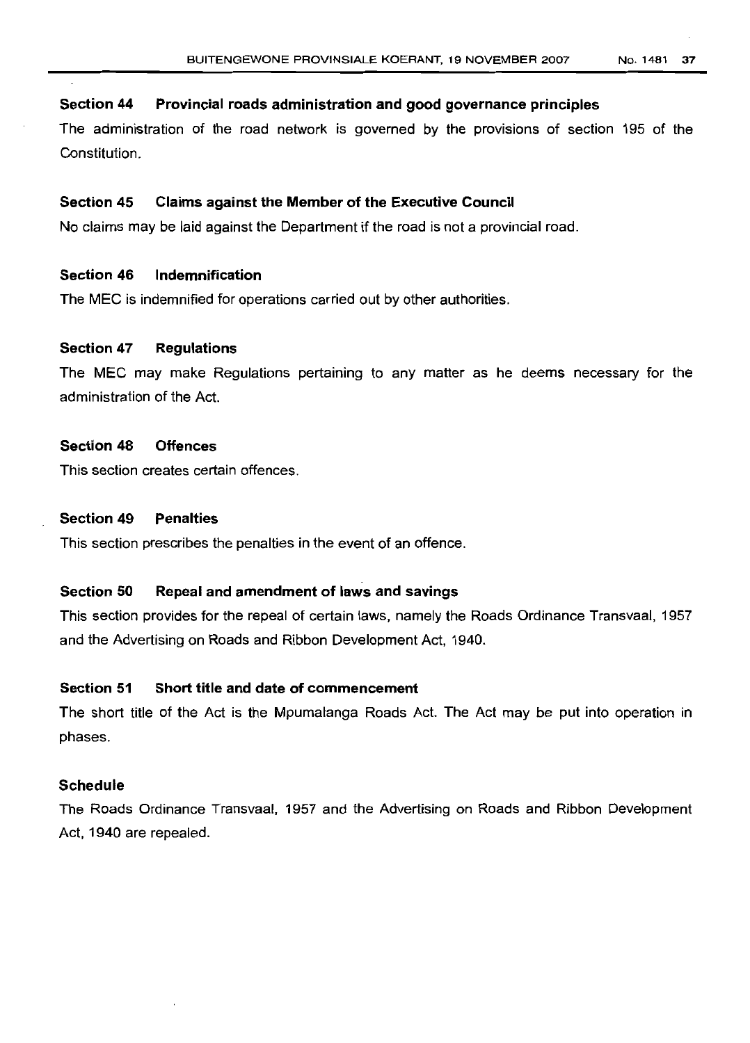### Section 44 Provincial roads administration and good governance principles

The administration of the road network is governed by the provisions of section 195 of the Constitution.

### Section 45 Claims against the Member of the Executive Council

No claims may be laid against the Department if the road is not a provincial road.

### Section 46 Indemnification

The MEC is indemnified for operations carried out by other authorities.

### Section 47 Regulations

The MEC may make Regulations pertaining to any matter as he deems necessary for the administration of the Act.

### Section 48 Offences

This section creates certain offences.

### Section 49 Penalties

This section prescribes the penalties in the event of an offence.

### Section 50 Repeal and amendment of laws and savings

This section provides for the repeal of certain laws, namely the Roads Ordinance Transvaal, 1957 and the Advertising on Roads and Ribbon Development Act, 1940.

### Section 51 Short title and date of commencement

The short title of the Act is the Mpumalanga Roads Act. The Act may be put into operation in phases.

### Schedule

The Roads Ordinance Transvaal, 1957 and the Advertising on Roads and Ribbon Development Act, 1940 are repealed.